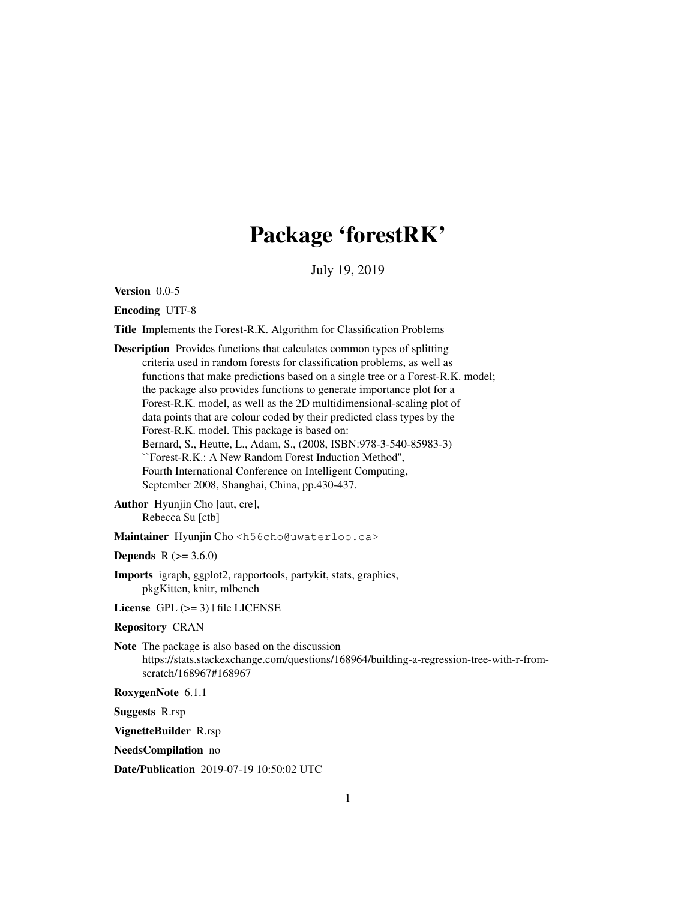# Package 'forestRK'

July 19, 2019

**Version** 0.0-5

**Encoding** UTF-8

**Title** Implements the Forest-R.K. Algorithm for Classification Problems

**Description** Provides functions that calculates common types of splitting criteria used in random forests for classification problems, as well as functions that make predictions based on a single tree or a Forest-R.K. model; the package also provides functions to generate importance plot for a Forest-R.K. model, as well as the 2D multidimensional-scaling plot of data points that are colour coded by their predicted class types by the Forest-R.K. model. This package is based on: Bernard, S., Heutte, L., Adam, S., (2008, ISBN:978-3-540-85983-3) ``Forest-R.K.: A New Random Forest Induction Method'', Fourth International Conference on Intelligent Computing, September 2008, Shanghai, China, pp.430-437.

**Author** Hyunjin Cho [aut, cre], Rebecca Su [ctb]

**Maintainer** Hyunjin Cho <h56cho@uwaterloo.ca>

**Depends** R (>= 3.6.0)

**Imports** igraph, ggplot2, rapportools, partykit, stats, graphics, pkgKitten, knitr, mlbench

**License** GPL (>= 3) | file LICENSE

**Repository** CRAN

**Note** The package is also based on the discussion https://stats.stackexchange.com/questions/168964/building-a-regression-tree-with-r-from-scratch/168967#168967

**RoxygenNote** 6.1.1

**Suggests** R.rsp

**VignetteBuilder** R.rsp

**NeedsCompilation** no

**Date/Publication** 2019-07-19 10:50:02 UTC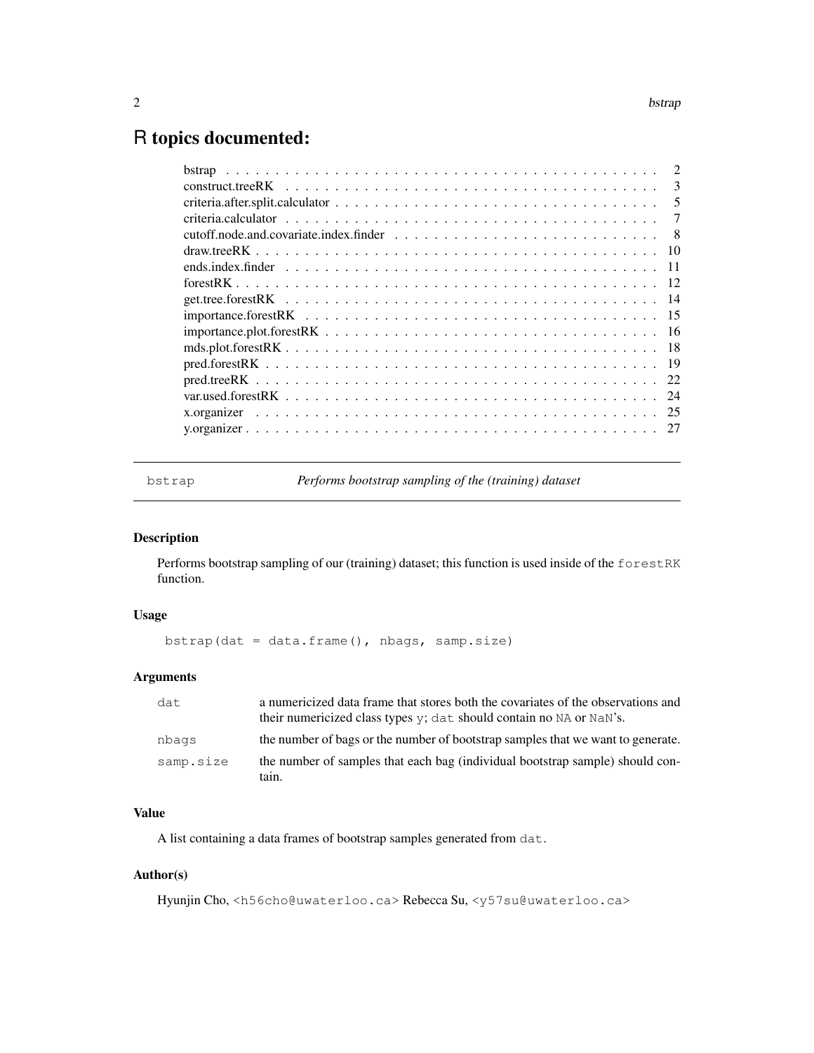# R topics documented:

| | |
|---|---|
| bstrap | 2 |
| construct.treeRK | 3 |
| criteria.after.split.calculator | 5 |
| criteria.calculator | 7 |
| cutoff.node.and.covariate.index.finder | 8 |
| draw.treeRK | 10 |
| ends.index.finder | 11 |
| forestRK | 12 |
| get.tree.forestRK | 14 |
| importance.forestRK | 15 |
| importance.plot.forestRK | 16 |
| mds.plot.forestRK | 18 |
| pred.forestRK | 19 |
| pred.treeRK | 22 |
| var.used.forestRK | 24 |
| x.organizer | 25 |
| y.organizer | 27 |

---

## bstrap — *Performs bootstrap sampling of the (training) dataset*

### Description

Performs bootstrap sampling of our (training) dataset; this function is used inside of the `forestRK` function.

### Usage

```
bstrap(dat = data.frame(), nbags, samp.size)
```

### Arguments

| | |
|---|---|
| `dat` | a numericized data frame that stores both the covariates of the observations and their numericized class types `y`; `dat` should contain no `NA` or `NaN`'s. |
| `nbags` | the number of bags or the number of bootstrap samples that we want to generate. |
| `samp.size` | the number of samples that each bag (individual bootstrap sample) should contain. |

### Value

A list containing a data frames of bootstrap samples generated from `dat`.

### Author(s)

Hyunjin Cho, <h56cho@uwaterloo.ca> Rebecca Su, <y57su@uwaterloo.ca>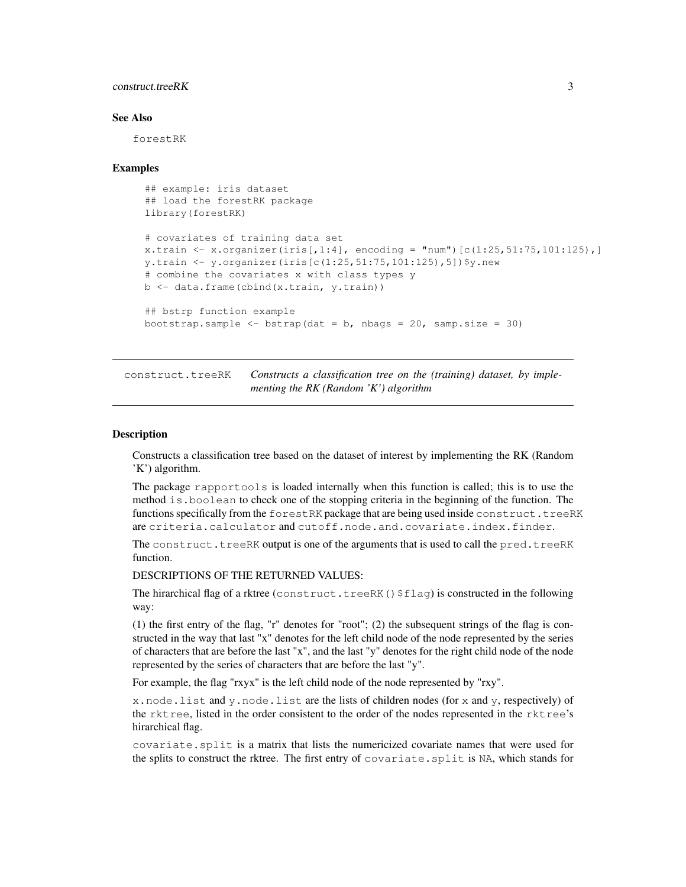## See Also

`forestRK`

## Examples

```
## example: iris dataset
## load the forestRK package
library(forestRK)

# covariates of training data set
x.train <- x.organizer(iris[,1:4], encoding = "num")[c(1:25,51:75,101:125),]
y.train <- y.organizer(iris[c(1:25,51:75,101:125),5])$y.new
# combine the covariates x with class types y
b <- data.frame(cbind(x.train, y.train))

## bstrp function example
bootstrap.sample <- bstrap(dat = b, nbags = 20, samp.size = 30)
```

---

`construct.treeRK` *Constructs a classification tree on the (training) dataset, by implementing the RK (Random 'K') algorithm*

---

## Description

Constructs a classification tree based on the dataset of interest by implementing the RK (Random 'K') algorithm.

The package `rapportools` is loaded internally when this function is called; this is to use the method `is.boolean` to check one of the stopping criteria in the beginning of the function. The functions specifically from the `forestRK` package that are being used inside `construct.treeRK` are `criteria.calculator` and `cutoff.node.and.covariate.index.finder`.

The `construct.treeRK` output is one of the arguments that is used to call the `pred.treeRK` function.

DESCRIPTIONS OF THE RETURNED VALUES:

The hirarchical flag of a rktree (`construct.treeRK()$flag`) is constructed in the following way:

(1) the first entry of the flag, "r" denotes for "root"; (2) the subsequent strings of the flag is constructed in the way that last "x" denotes for the left child node of the node represented by the series of characters that are before the last "x", and the last "y" denotes for the right child node of the node represented by the series of characters that are before the last "y".

For example, the flag "rxyx" is the left child node of the node represented by "rxy".

`x.node.list` and `y.node.list` are the lists of children nodes (for `x` and `y`, respectively) of the `rktree`, listed in the order consistent to the order of the nodes represented in the `rktree`'s hirarchical flag.

`covariate.split` is a matrix that lists the numericized covariate names that were used for the splits to construct the rktree. The first entry of `covariate.split` is `NA`, which stands for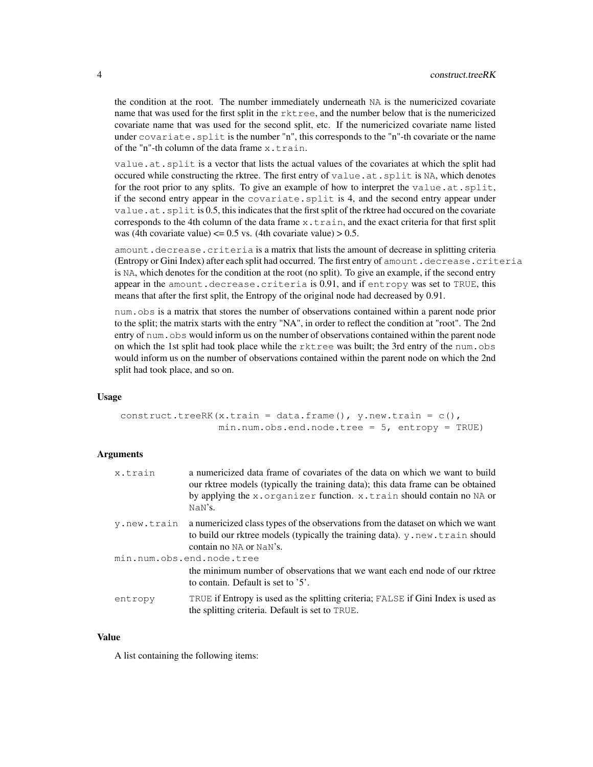the condition at the root. The number immediately underneath `NA` is the numericized covariate name that was used for the first split in the `rktree`, and the number below that is the numericized covariate name that was used for the second split, etc. If the numericized covariate name listed under `covariate.split` is the number "n", this corresponds to the "n"-th covariate or the name of the "n"-th column of the data frame `x.train`.

`value.at.split` is a vector that lists the actual values of the covariates at which the split had occured while constructing the rktree. The first entry of `value.at.split` is `NA`, which denotes for the root prior to any splits. To give an example of how to interpret the `value.at.split`, if the second entry appear in the `covariate.split` is 4, and the second entry appear under `value.at.split` is 0.5, this indicates that the first split of the rktree had occured on the covariate corresponds to the 4th column of the data frame `x.train`, and the exact criteria for that first split was (4th covariate value) <= 0.5 vs. (4th covariate value) > 0.5.

`amount.decrease.criteria` is a matrix that lists the amount of decrease in splitting criteria (Entropy or Gini Index) after each split had occurred. The first entry of `amount.decrease.criteria` is `NA`, which denotes for the condition at the root (no split). To give an example, if the second entry appear in the `amount.decrease.criteria` is 0.91, and if `entropy` was set to `TRUE`, this means that after the first split, the Entropy of the original node had decreased by 0.91.

`num.obs` is a matrix that stores the number of observations contained within a parent node prior to the split; the matrix starts with the entry "NA", in order to reflect the condition at "root". The 2nd entry of `num.obs` would inform us on the number of observations contained within the parent node on which the 1st split had took place while the `rktree` was built; the 3rd entry of the `num.obs` would inform us on the number of observations contained within the parent node on which the 2nd split had took place, and so on.

### Usage

```
construct.treeRK(x.train = data.frame(), y.new.train = c(),
                 min.num.obs.end.node.tree = 5, entropy = TRUE)
```

### Arguments

| | |
|---|---|
| `x.train` | a numericized data frame of covariates of the data on which we want to build our rktree models (typically the training data); this data frame can be obtained by applying the `x.organizer` function. `x.train` should contain no `NA` or `NaN`'s. |
| `y.new.train` | a numericized class types of the observations from the dataset on which we want to build our rktree models (typically the training data). `y.new.train` should contain no `NA` or `NaN`'s. |
| `min.num.obs.end.node.tree` | the minimum number of observations that we want each end node of our rktree to contain. Default is set to '5'. |
| `entropy` | `TRUE` if Entropy is used as the splitting criteria; `FALSE` if Gini Index is used as the splitting criteria. Default is set to `TRUE`. |

### Value

A list containing the following items: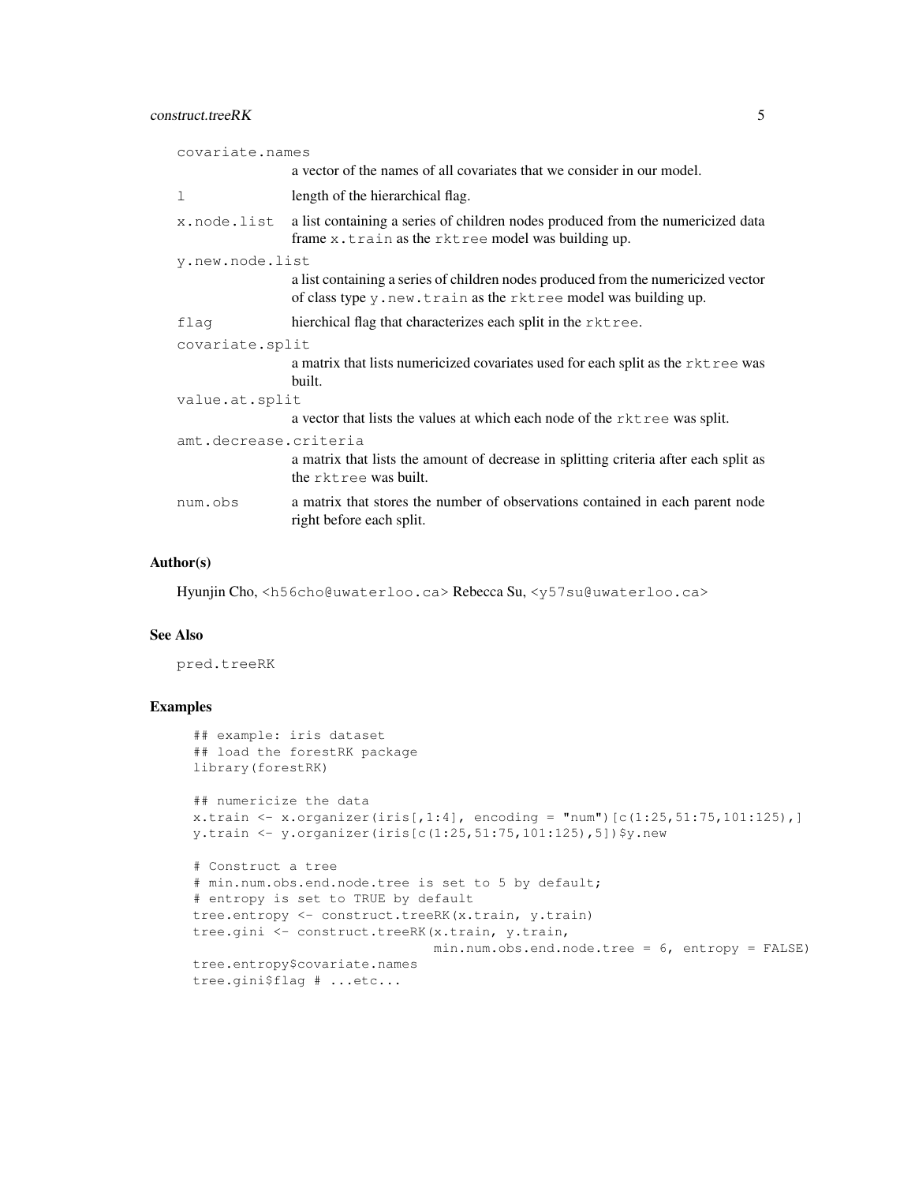covariate.names
: a vector of the names of all covariates that we consider in our model.

l
: length of the hierarchical flag.

x.node.list
: a list containing a series of children nodes produced from the numericized data frame `x.train` as the `rktree` model was building up.

y.new.node.list
: a list containing a series of children nodes produced from the numericized vector of class type `y.new.train` as the `rktree` model was building up.

flag
: hierchical flag that characterizes each split in the `rktree`.

covariate.split
: a matrix that lists numericized covariates used for each split as the `rktree` was built.

value.at.split
: a vector that lists the values at which each node of the `rktree` was split.

amt.decrease.criteria
: a matrix that lists the amount of decrease in splitting criteria after each split as the `rktree` was built.

num.obs
: a matrix that stores the number of observations contained in each parent node right before each split.

## Author(s)

Hyunjin Cho, <h56cho@uwaterloo.ca> Rebecca Su, <y57su@uwaterloo.ca>

## See Also

pred.treeRK

## Examples

```
## example: iris dataset
## load the forestRK package
library(forestRK)

## numericize the data
x.train <- x.organizer(iris[,1:4], encoding = "num")[c(1:25,51:75,101:125),]
y.train <- y.organizer(iris[c(1:25,51:75,101:125),5])$y.new

# Construct a tree
# min.num.obs.end.node.tree is set to 5 by default;
# entropy is set to TRUE by default
tree.entropy <- construct.treeRK(x.train, y.train)
tree.gini <- construct.treeRK(x.train, y.train,
                              min.num.obs.end.node.tree = 6, entropy = FALSE)
tree.entropy$covariate.names
tree.gini$flag # ...etc...
```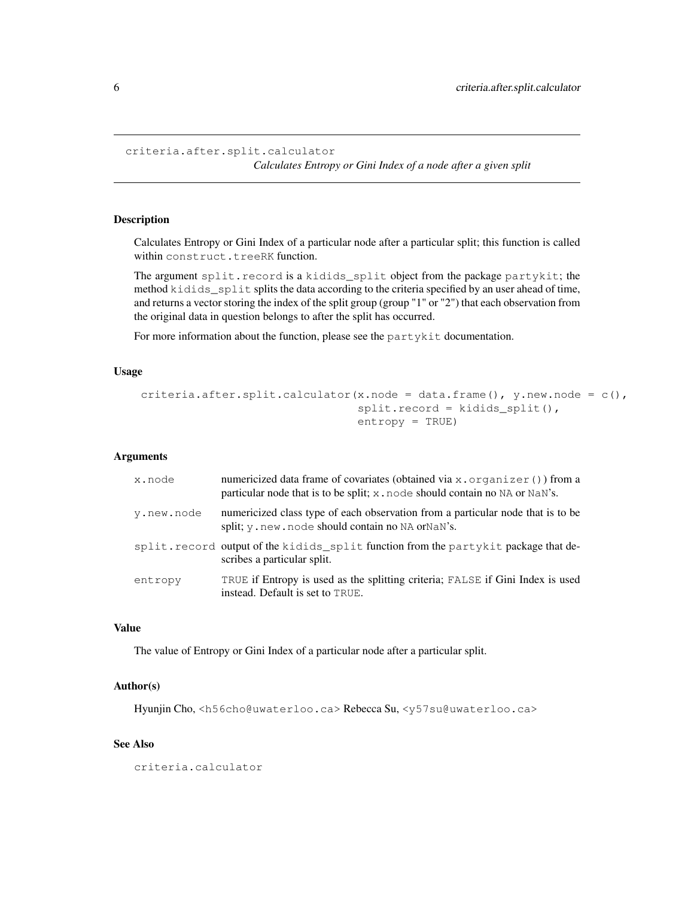# criteria.after.split.calculator

*Calculates Entropy or Gini Index of a node after a given split*

## Description

Calculates Entropy or Gini Index of a particular node after a particular split; this function is called within `construct.treeRK` function.

The argument `split.record` is a `kidids_split` object from the package `partykit`; the method `kidids_split` splits the data according to the criteria specified by an user ahead of time, and returns a vector storing the index of the split group (group "1" or "2") that each observation from the original data in question belongs to after the split has occurred.

For more information about the function, please see the `partykit` documentation.

## Usage

```
criteria.after.split.calculator(x.node = data.frame(), y.new.node = c(),
                                 split.record = kidids_split(),
                                 entropy = TRUE)
```

## Arguments

| | |
|---|---|
| `x.node` | numericized data frame of covariates (obtained via `x.organizer()`) from a particular node that is to be split; `x.node` should contain no `NA` or `NaN`'s. |
| `y.new.node` | numericized class type of each observation from a particular node that is to be split; `y.new.node` should contain no `NA` or`NaN`'s. |
| `split.record` | output of the `kidids_split` function from the `partykit` package that describes a particular split. |
| `entropy` | `TRUE` if Entropy is used as the splitting criteria; `FALSE` if Gini Index is used instead. Default is set to `TRUE`. |

## Value

The value of Entropy or Gini Index of a particular node after a particular split.

## Author(s)

Hyunjin Cho, `<h56cho@uwaterloo.ca>` Rebecca Su, `<y57su@uwaterloo.ca>`

## See Also

`criteria.calculator`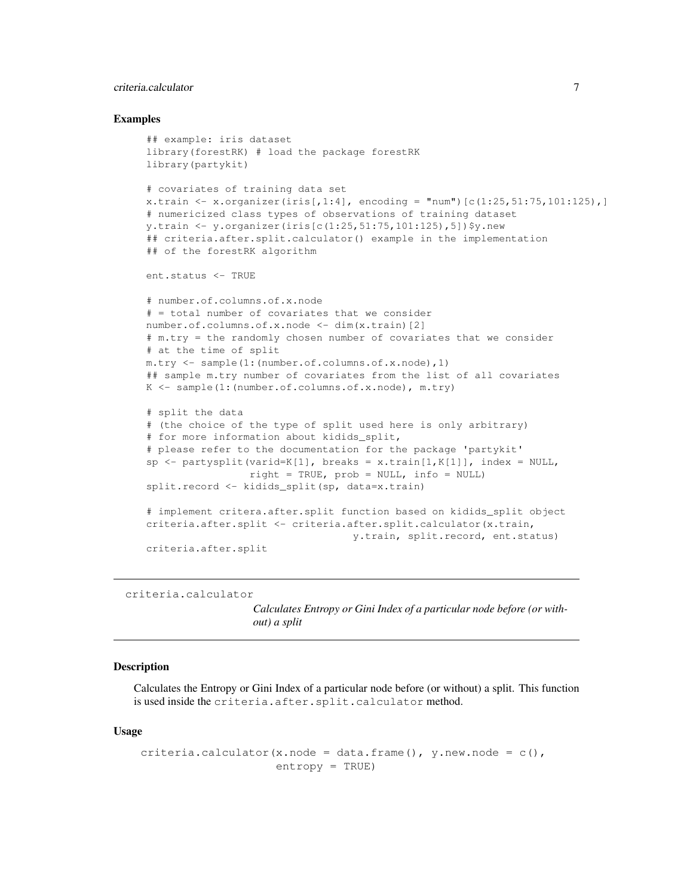### Examples

```
## example: iris dataset
library(forestRK) # load the package forestRK
library(partykit)

# covariates of training data set
x.train <- x.organizer(iris[,1:4], encoding = "num")[c(1:25,51:75,101:125),]
# numericized class types of observations of training dataset
y.train <- y.organizer(iris[c(1:25,51:75,101:125),5])$y.new
## criteria.after.split.calculator() example in the implementation
## of the forestRK algorithm

ent.status <- TRUE

# number.of.columns.of.x.node
# = total number of covariates that we consider
number.of.columns.of.x.node <- dim(x.train)[2]
# m.try = the randomly chosen number of covariates that we consider
# at the time of split
m.try <- sample(1:(number.of.columns.of.x.node),1)
## sample m.try number of covariates from the list of all covariates
K <- sample(1:(number.of.columns.of.x.node), m.try)

# split the data
# (the choice of the type of split used here is only arbitrary)
# for more information about kidids_split,
# please refer to the documentation for the package 'partykit'
sp <- partysplit(varid=K[1], breaks = x.train[1,K[1]], index = NULL,
                 right = TRUE, prob = NULL, info = NULL)
split.record <- kidids_split(sp, data=x.train)

# implement critera.after.split function based on kidids_split object
criteria.after.split <- criteria.after.split.calculator(x.train,
                                     y.train, split.record, ent.status)
criteria.after.split
```

---

## criteria.calculator

*Calculates Entropy or Gini Index of a particular node before (or without) a split*

---

### Description

Calculates the Entropy or Gini Index of a particular node before (or without) a split. This function is used inside the `criteria.after.split.calculator` method.

### Usage

```
criteria.calculator(x.node = data.frame(), y.new.node = c(),
                    entropy = TRUE)
```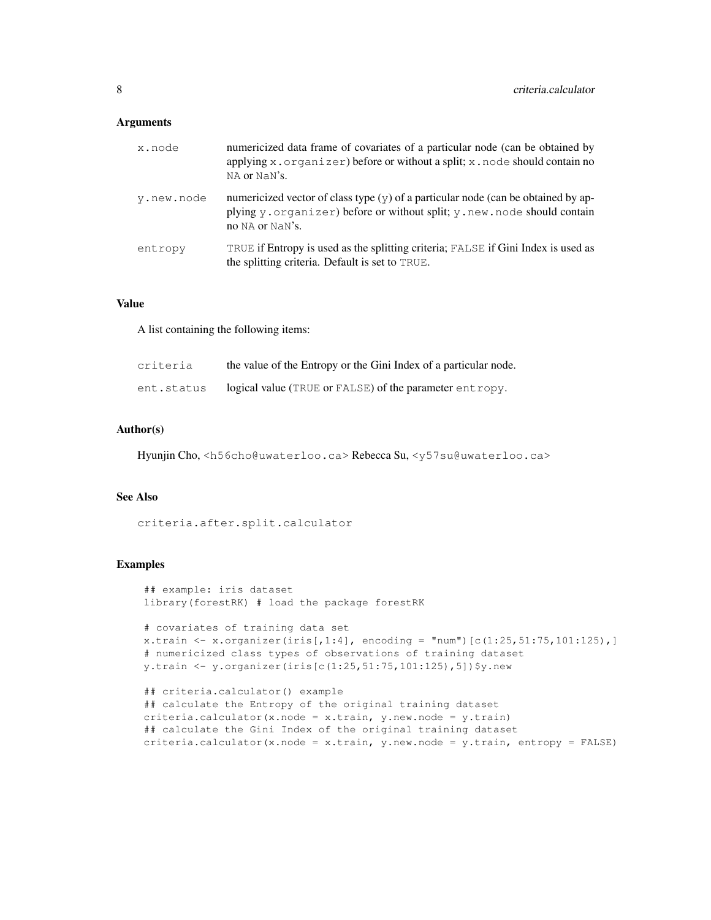### Arguments

| | |
|---|---|
| `x.node` | numericized data frame of covariates of a particular node (can be obtained by applying `x.organizer`) before or without a split; `x.node` should contain no `NA` or `NaN`'s. |
| `y.new.node` | numericized vector of class type (`y`) of a particular node (can be obtained by applying `y.organizer`) before or without split; `y.new.node` should contain no `NA` or `NaN`'s. |
| `entropy` | `TRUE` if Entropy is used as the splitting criteria; `FALSE` if Gini Index is used as the splitting criteria. Default is set to `TRUE`. |

### Value

A list containing the following items:

| | |
|---|---|
| `criteria` | the value of the Entropy or the Gini Index of a particular node. |
| `ent.status` | logical value (`TRUE` or `FALSE`) of the parameter `entropy`. |

### Author(s)

Hyunjin Cho, <h56cho@uwaterloo.ca> Rebecca Su, <y57su@uwaterloo.ca>

### See Also

`criteria.after.split.calculator`

### Examples

```
## example: iris dataset
library(forestRK) # load the package forestRK

# covariates of training data set
x.train <- x.organizer(iris[,1:4], encoding = "num")[c(1:25,51:75,101:125),]
# numericized class types of observations of training dataset
y.train <- y.organizer(iris[c(1:25,51:75,101:125),5])$y.new

## criteria.calculator() example
## calculate the Entropy of the original training dataset
criteria.calculator(x.node = x.train, y.new.node = y.train)
## calculate the Gini Index of the original training dataset
criteria.calculator(x.node = x.train, y.new.node = y.train, entropy = FALSE)
```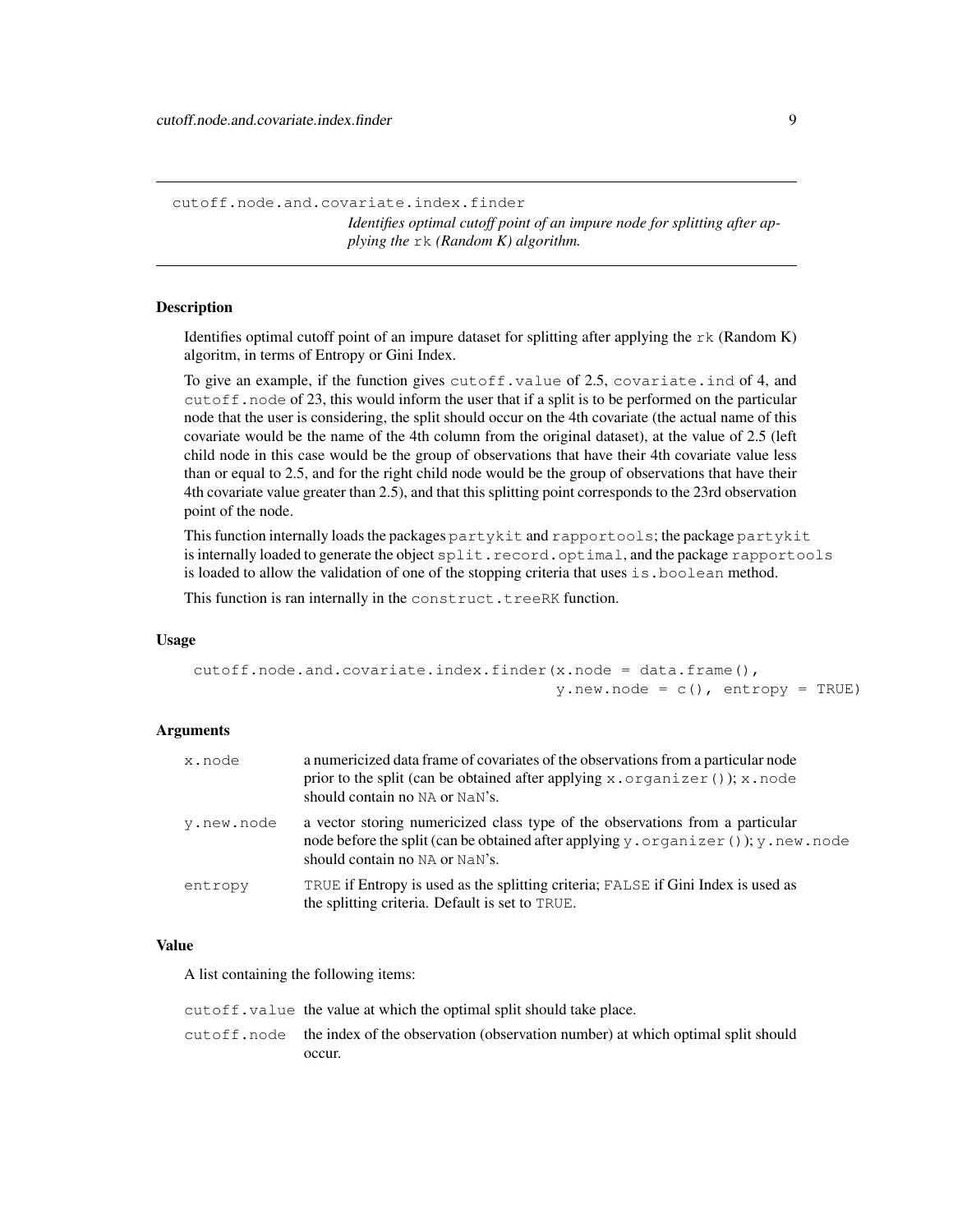# cutoff.node.and.covariate.index.finder

*Identifies optimal cutoff point of an impure node for splitting after applying the* `rk` *(Random K) algorithm.*

## Description

Identifies optimal cutoff point of an impure dataset for splitting after applying the `rk` (Random K) algoritm, in terms of Entropy or Gini Index.

To give an example, if the function gives `cutoff.value` of 2.5, `covariate.ind` of 4, and `cutoff.node` of 23, this would inform the user that if a split is to be performed on the particular node that the user is considering, the split should occur on the 4th covariate (the actual name of this covariate would be the name of the 4th column from the original dataset), at the value of 2.5 (left child node in this case would be the group of observations that have their 4th covariate value less than or equal to 2.5, and for the right child node would be the group of observations that have their 4th covariate value greater than 2.5), and that this splitting point corresponds to the 23rd observation point of the node.

This function internally loads the packages `partykit` and `rapportools`; the package `partykit` is internally loaded to generate the object `split.record.optimal`, and the package `rapportools` is loaded to allow the validation of one of the stopping criteria that uses `is.boolean` method.

This function is ran internally in the `construct.treeRK` function.

## Usage

```
cutoff.node.and.covariate.index.finder(x.node = data.frame(),
                                       y.new.node = c(), entropy = TRUE)
```

## Arguments

| | |
|---|---|
| `x.node` | a numericized data frame of covariates of the observations from a particular node prior to the split (can be obtained after applying `x.organizer()`); `x.node` should contain no `NA` or `NaN`'s. |
| `y.new.node` | a vector storing numericized class type of the observations from a particular node before the split (can be obtained after applying `y.organizer()`); `y.new.node` should contain no `NA` or `NaN`'s. |
| `entropy` | `TRUE` if Entropy is used as the splitting criteria; `FALSE` if Gini Index is used as the splitting criteria. Default is set to `TRUE`. |

## Value

A list containing the following items:

| | |
|---|---|
| `cutoff.value` | the value at which the optimal split should take place. |
| `cutoff.node` | the index of the observation (observation number) at which optimal split should occur. |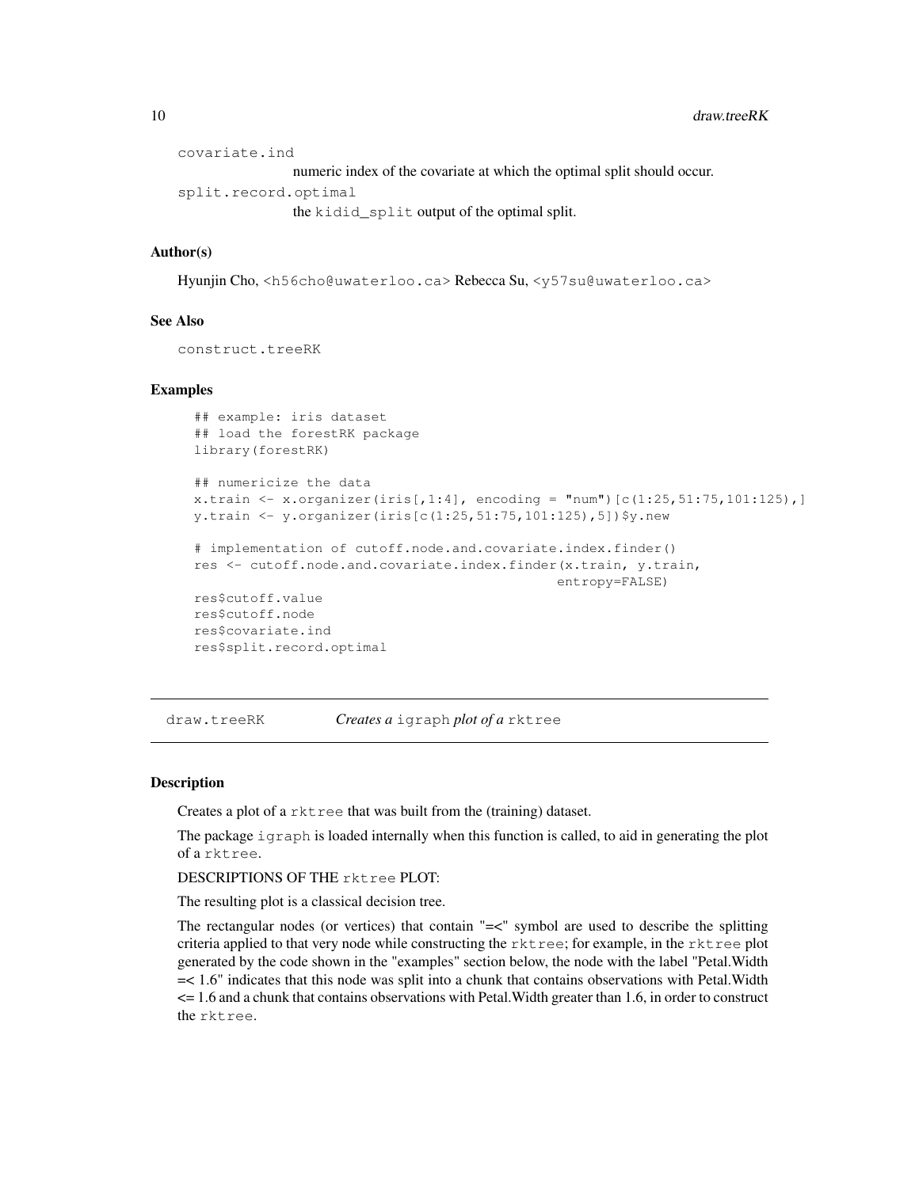covariate.ind
: numeric index of the covariate at which the optimal split should occur.

split.record.optimal
: the `kidid_split` output of the optimal split.

### Author(s)

Hyunjin Cho, <h56cho@uwaterloo.ca> Rebecca Su, <y57su@uwaterloo.ca>

### See Also

`construct.treeRK`

### Examples

```
## example: iris dataset
## load the forestRK package
library(forestRK)

## numericize the data
x.train <- x.organizer(iris[,1:4], encoding = "num")[c(1:25,51:75,101:125),]
y.train <- y.organizer(iris[c(1:25,51:75,101:125),5])$y.new

# implementation of cutoff.node.and.covariate.index.finder()
res <- cutoff.node.and.covariate.index.finder(x.train, y.train,
                                               entropy=FALSE)
res$cutoff.value
res$cutoff.node
res$covariate.ind
res$split.record.optimal
```

---

## draw.treeRK — *Creates a* `igraph` *plot of a* `rktree`

### Description

Creates a plot of a `rktree` that was built from the (training) dataset.

The package `igraph` is loaded internally when this function is called, to aid in generating the plot of a `rktree`.

DESCRIPTIONS OF THE `rktree` PLOT:

The resulting plot is a classical decision tree.

The rectangular nodes (or vertices) that contain "=<" symbol are used to describe the splitting criteria applied to that very node while constructing the `rktree`; for example, in the `rktree` plot generated by the code shown in the "examples" section below, the node with the label "Petal.Width =< 1.6" indicates that this node was split into a chunk that contains observations with Petal.Width <= 1.6 and a chunk that contains observations with Petal.Width greater than 1.6, in order to construct the `rktree`.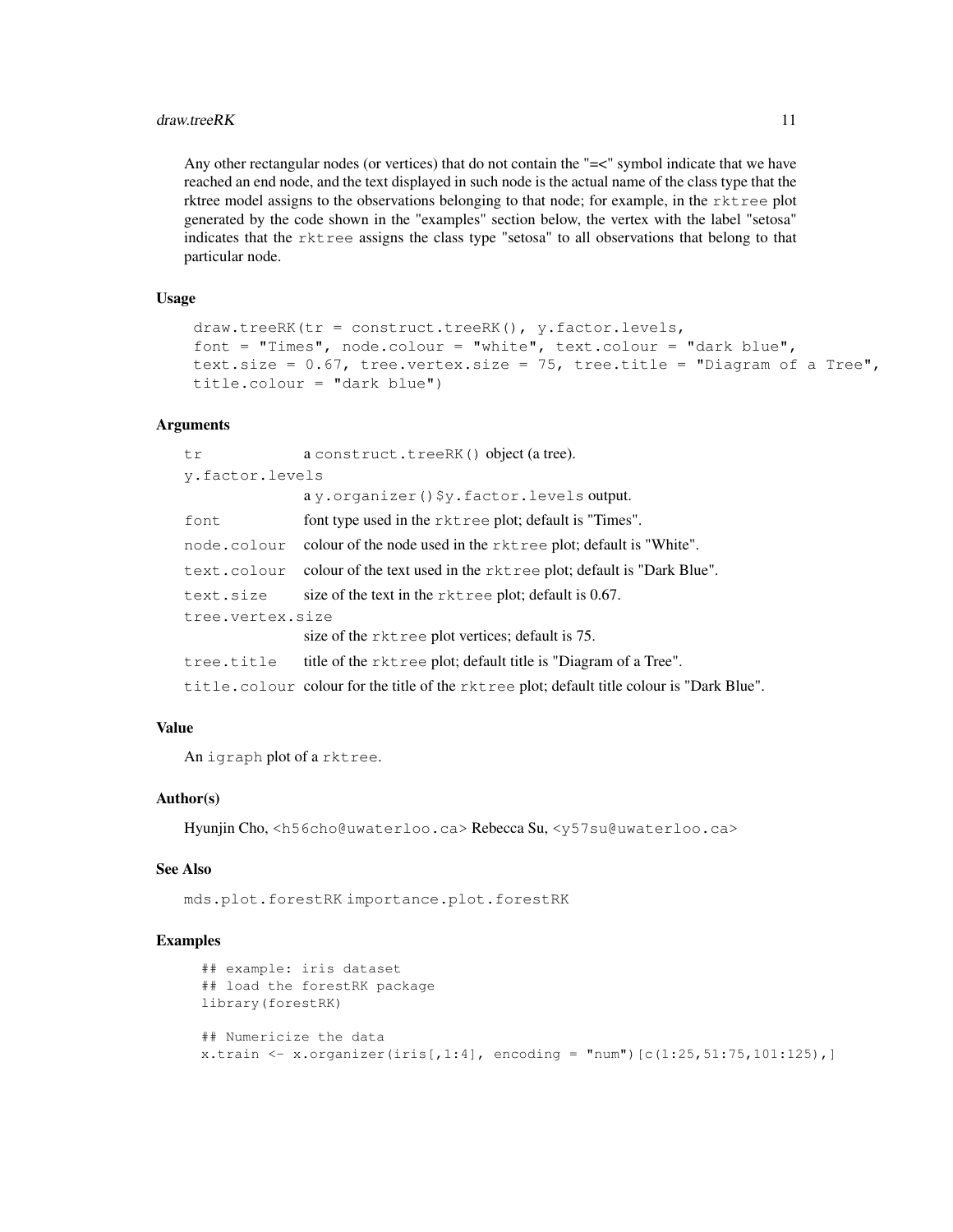Any other rectangular nodes (or vertices) that do not contain the "=<" symbol indicate that we have reached an end node, and the text displayed in such node is the actual name of the class type that the rktree model assigns to the observations belonging to that node; for example, in the `rktree` plot generated by the code shown in the "examples" section below, the vertex with the label "setosa" indicates that the `rktree` assigns the class type "setosa" to all observations that belong to that particular node.

### Usage

```
draw.treeRK(tr = construct.treeRK(), y.factor.levels,
font = "Times", node.colour = "white", text.colour = "dark blue",
text.size = 0.67, tree.vertex.size = 75, tree.title = "Diagram of a Tree",
title.colour = "dark blue")
```

### Arguments

| | |
|---|---|
| `tr` | a `construct.treeRK()` object (a tree). |
| `y.factor.levels` | a `y.organizer()$y.factor.levels` output. |
| `font` | font type used in the `rktree` plot; default is "Times". |
| `node.colour` | colour of the node used in the `rktree` plot; default is "White". |
| `text.colour` | colour of the text used in the `rktree` plot; default is "Dark Blue". |
| `text.size` | size of the text in the `rktree` plot; default is 0.67. |
| `tree.vertex.size` | size of the `rktree` plot vertices; default is 75. |
| `tree.title` | title of the `rktree` plot; default title is "Diagram of a Tree". |
| `title.colour` | colour for the title of the `rktree` plot; default title colour is "Dark Blue". |

### Value

An `igraph` plot of a `rktree`.

### Author(s)

Hyunjin Cho, <h56cho@uwaterloo.ca> Rebecca Su, <y57su@uwaterloo.ca>

### See Also

`mds.plot.forestRK` `importance.plot.forestRK`

### Examples

```
## example: iris dataset
## load the forestRK package
library(forestRK)

## Numericize the data
x.train <- x.organizer(iris[,1:4], encoding = "num")[c(1:25,51:75,101:125),]
```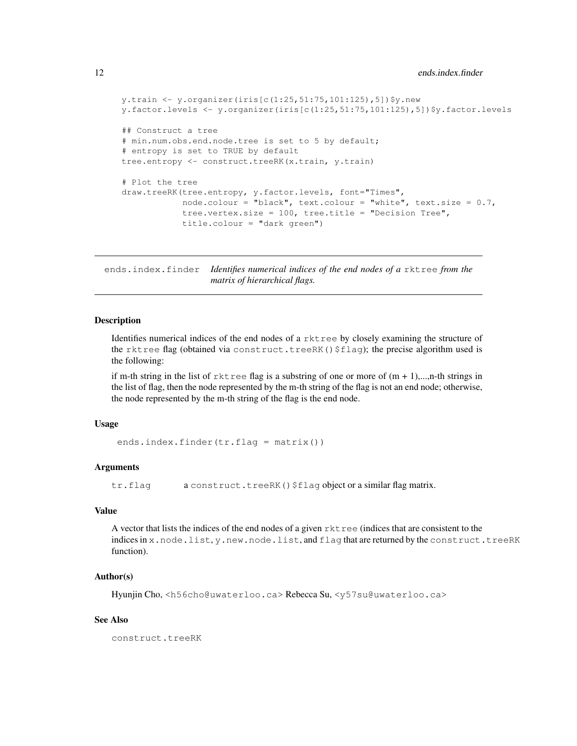```
y.train <- y.organizer(iris[c(1:25,51:75,101:125),5])$y.new
y.factor.levels <- y.organizer(iris[c(1:25,51:75,101:125),5])$y.factor.levels

## Construct a tree
# min.num.obs.end.node.tree is set to 5 by default;
# entropy is set to TRUE by default
tree.entropy <- construct.treeRK(x.train, y.train)

# Plot the tree
draw.treeRK(tree.entropy, y.factor.levels, font="Times",
            node.colour = "black", text.colour = "white", text.size = 0.7,
            tree.vertex.size = 100, tree.title = "Decision Tree",
            title.colour = "dark green")
```

## ends.index.finder *Identifies numerical indices of the end nodes of a* `rktree` *from the matrix of hierarchical flags.*

### Description

Identifies numerical indices of the end nodes of a `rktree` by closely examining the structure of the `rktree` flag (obtained via `construct.treeRK()$flag`); the precise algorithm used is the following:

if m-th string in the list of `rktree` flag is a substring of one or more of (m + 1),...,n-th strings in the list of flag, then the node represented by the m-th string of the flag is not an end node; otherwise, the node represented by the m-th string of the flag is the end node.

### Usage

```
ends.index.finder(tr.flag = matrix())
```

### Arguments

| | |
|---|---|
| `tr.flag` | a `construct.treeRK()$flag` object or a similar flag matrix. |

### Value

A vector that lists the indices of the end nodes of a given `rktree` (indices that are consistent to the indices in `x.node.list`, `y.new.node.list`, and `flag` that are returned by the `construct.treeRK` function).

### Author(s)

Hyunjin Cho, <h56cho@uwaterloo.ca> Rebecca Su, <y57su@uwaterloo.ca>

### See Also

`construct.treeRK`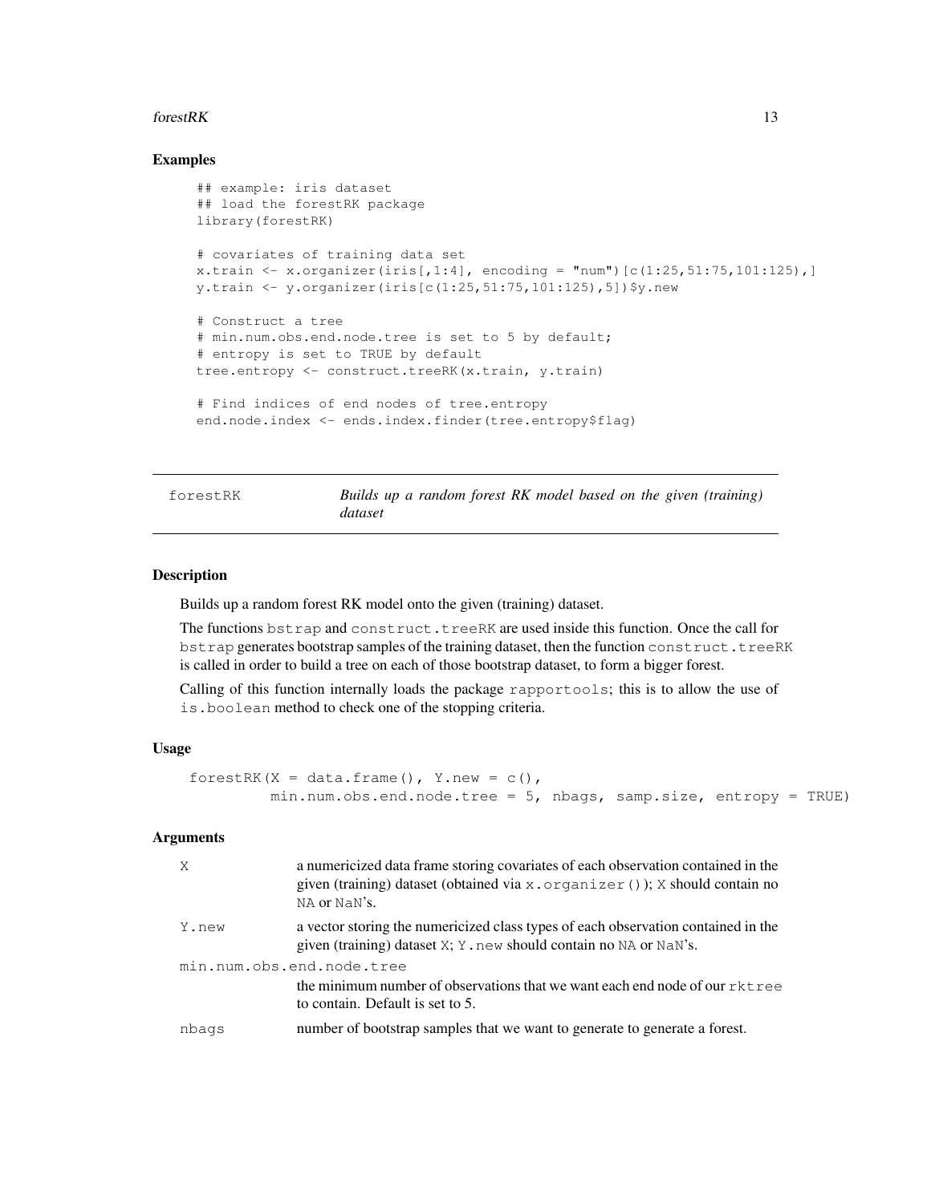## Examples

```
## example: iris dataset
## load the forestRK package
library(forestRK)

# covariates of training data set
x.train <- x.organizer(iris[,1:4], encoding = "num")[c(1:25,51:75,101:125),]
y.train <- y.organizer(iris[c(1:25,51:75,101:125),5])$y.new

# Construct a tree
# min.num.obs.end.node.tree is set to 5 by default;
# entropy is set to TRUE by default
tree.entropy <- construct.treeRK(x.train, y.train)

# Find indices of end nodes of tree.entropy
end.node.index <- ends.index.finder(tree.entropy$flag)
```

---

forestRK — *Builds up a random forest RK model based on the given (training) dataset*

---

## Description

Builds up a random forest RK model onto the given (training) dataset.

The functions `bstrap` and `construct.treeRK` are used inside this function. Once the call for `bstrap` generates bootstrap samples of the training dataset, then the function `construct.treeRK` is called in order to build a tree on each of those bootstrap dataset, to form a bigger forest.

Calling of this function internally loads the package `rapportools`; this is to allow the use of `is.boolean` method to check one of the stopping criteria.

## Usage

```
forestRK(X = data.frame(), Y.new = c(),
         min.num.obs.end.node.tree = 5, nbags, samp.size, entropy = TRUE)
```

## Arguments

| | |
|---|---|
| `X` | a numericized data frame storing covariates of each observation contained in the given (training) dataset (obtained via `x.organizer()`); `X` should contain no `NA` or `NaN`'s. |
| `Y.new` | a vector storing the numericized class types of each observation contained in the given (training) dataset `X`; `Y.new` should contain no `NA` or `NaN`'s. |
| `min.num.obs.end.node.tree` | the minimum number of observations that we want each end node of our `rktree` to contain. Default is set to 5. |
| `nbags` | number of bootstrap samples that we want to generate to generate a forest. |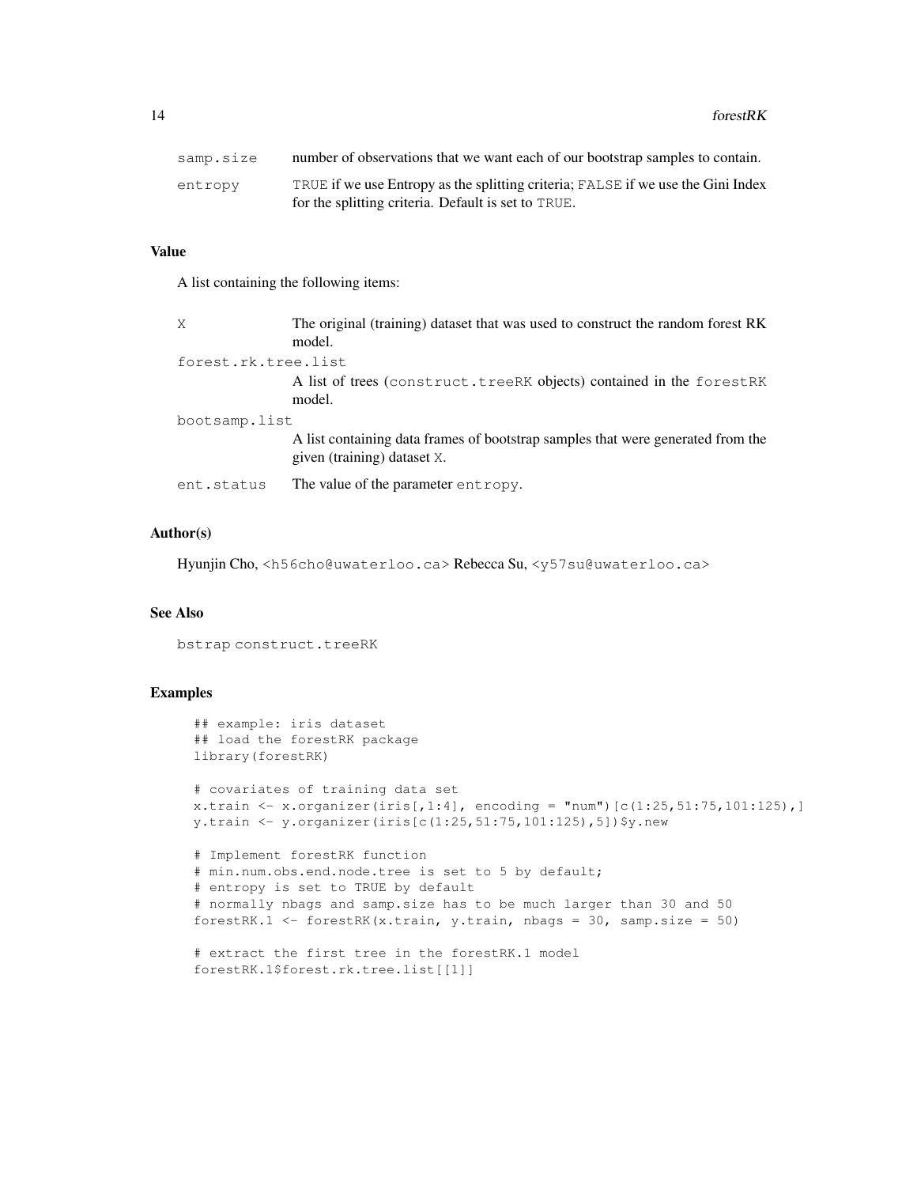| | |
|---|---|
| samp.size | number of observations that we want each of our bootstrap samples to contain. |
| entropy | TRUE if we use Entropy as the splitting criteria; FALSE if we use the Gini Index for the splitting criteria. Default is set to TRUE. |

### Value

A list containing the following items:

| | |
|---|---|
| X | The original (training) dataset that was used to construct the random forest RK model. |
| forest.rk.tree.list | A list of trees (construct.treeRK objects) contained in the forestRK model. |
| bootsamp.list | A list containing data frames of bootstrap samples that were generated from the given (training) dataset X. |
| ent.status | The value of the parameter entropy. |

### Author(s)

Hyunjin Cho, <h56cho@uwaterloo.ca> Rebecca Su, <y57su@uwaterloo.ca>

### See Also

bstrap construct.treeRK

### Examples

```
## example: iris dataset
## load the forestRK package
library(forestRK)

# covariates of training data set
x.train <- x.organizer(iris[,1:4], encoding = "num")[c(1:25,51:75,101:125),]
y.train <- y.organizer(iris[c(1:25,51:75,101:125),5])$y.new

# Implement forestRK function
# min.num.obs.end.node.tree is set to 5 by default;
# entropy is set to TRUE by default
# normally nbags and samp.size has to be much larger than 30 and 50
forestRK.1 <- forestRK(x.train, y.train, nbags = 30, samp.size = 50)

# extract the first tree in the forestRK.1 model
forestRK.1$forest.rk.tree.list[[1]]
```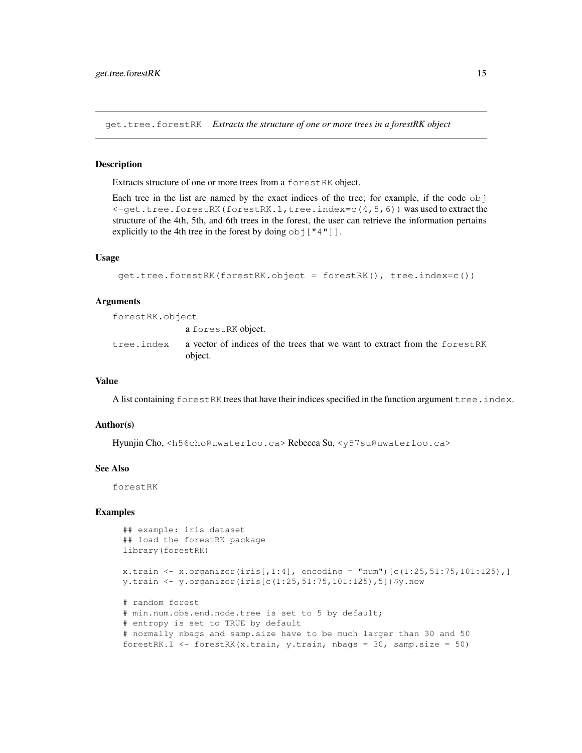# get.tree.forestRK — *Extracts the structure of one or more trees in a forestRK object*

## Description

Extracts structure of one or more trees from a `forestRK` object.

Each tree in the list are named by the exact indices of the tree; for example, if the code `obj <-get.tree.forestRK(forestRK.1,tree.index=c(4,5,6))` was used to extract the structure of the 4th, 5th, and 6th trees in the forest, the user can retrieve the information pertains explicitly to the 4th tree in the forest by doing `obj["4"]]`.

## Usage

```
get.tree.forestRK(forestRK.object = forestRK(), tree.index=c())
```

## Arguments

| | |
|---|---|
| `forestRK.object` | a `forestRK` object. |
| `tree.index` | a vector of indices of the trees that we want to extract from the `forestRK` object. |

## Value

A list containing `forestRK` trees that have their indices specified in the function argument `tree.index`.

## Author(s)

Hyunjin Cho, <h56cho@uwaterloo.ca> Rebecca Su, <y57su@uwaterloo.ca>

## See Also

`forestRK`

## Examples

```
## example: iris dataset
## load the forestRK package
library(forestRK)

x.train <- x.organizer(iris[,1:4], encoding = "num")[c(1:25,51:75,101:125),]
y.train <- y.organizer(iris[c(1:25,51:75,101:125),5])$y.new

# random forest
# min.num.obs.end.node.tree is set to 5 by default;
# entropy is set to TRUE by default
# normally nbags and samp.size have to be much larger than 30 and 50
forestRK.1 <- forestRK(x.train, y.train, nbags = 30, samp.size = 50)
```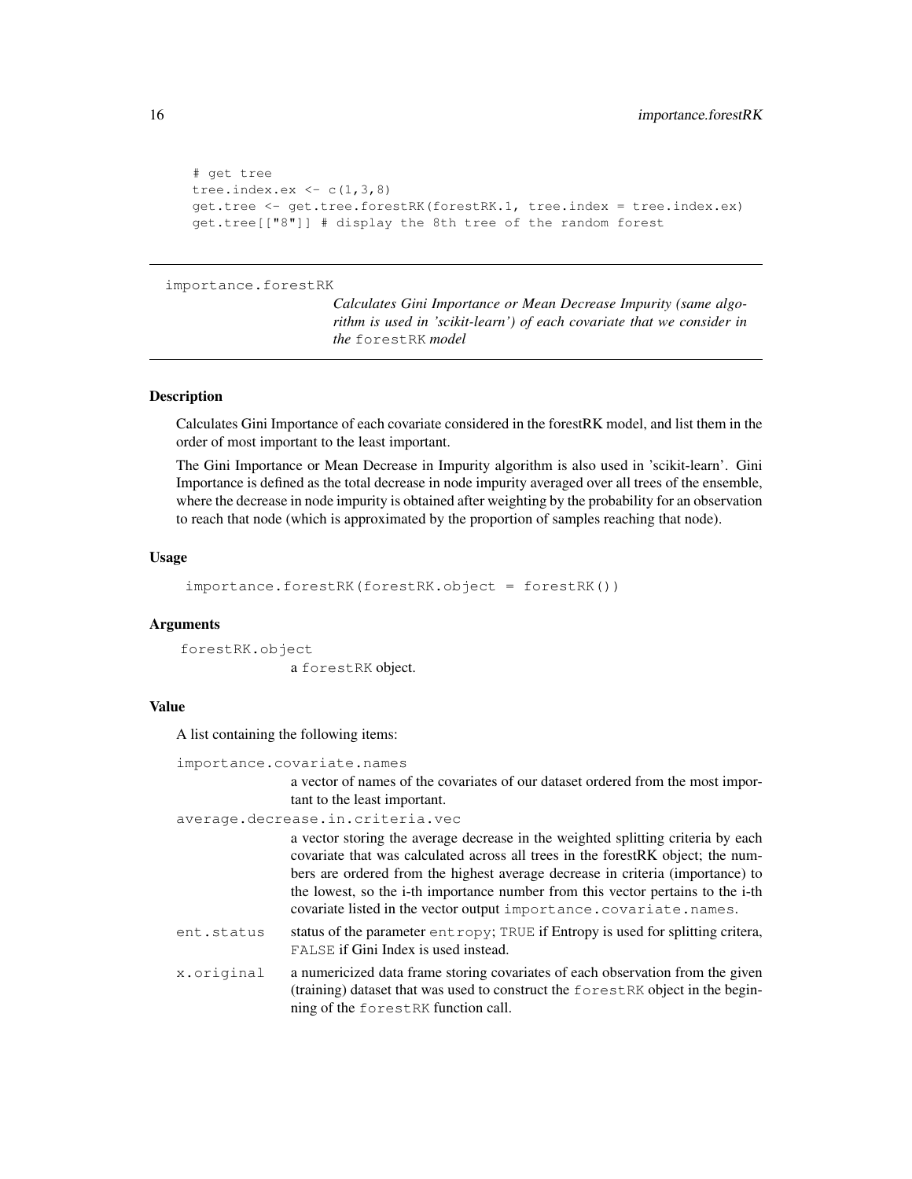```
# get tree
tree.index.ex <- c(1,3,8)
get.tree <- get.tree.forestRK(forestRK.1, tree.index = tree.index.ex)
get.tree[["8"]] # display the 8th tree of the random forest
```

---

## importance.forestRK

*Calculates Gini Importance or Mean Decrease Impurity (same algorithm is used in 'scikit-learn') of each covariate that we consider in the* `forestRK` *model*

---

### Description

Calculates Gini Importance of each covariate considered in the forestRK model, and list them in the order of most important to the least important.

The Gini Importance or Mean Decrease in Impurity algorithm is also used in 'scikit-learn'. Gini Importance is defined as the total decrease in node impurity averaged over all trees of the ensemble, where the decrease in node impurity is obtained after weighting by the probability for an observation to reach that node (which is approximated by the proportion of samples reaching that node).

### Usage

```
importance.forestRK(forestRK.object = forestRK())
```

### Arguments

`forestRK.object`
: a `forestRK` object.

### Value

A list containing the following items:

`importance.covariate.names`
: a vector of names of the covariates of our dataset ordered from the most important to the least important.

`average.decrease.in.criteria.vec`
: a vector storing the average decrease in the weighted splitting criteria by each covariate that was calculated across all trees in the forestRK object; the numbers are ordered from the highest average decrease in criteria (importance) to the lowest, so the i-th importance number from this vector pertains to the i-th covariate listed in the vector output `importance.covariate.names`.

`ent.status`
: status of the parameter `entropy`; `TRUE` if Entropy is used for splitting critera, `FALSE` if Gini Index is used instead.

`x.original`
: a numericized data frame storing covariates of each observation from the given (training) dataset that was used to construct the `forestRK` object in the beginning of the `forestRK` function call.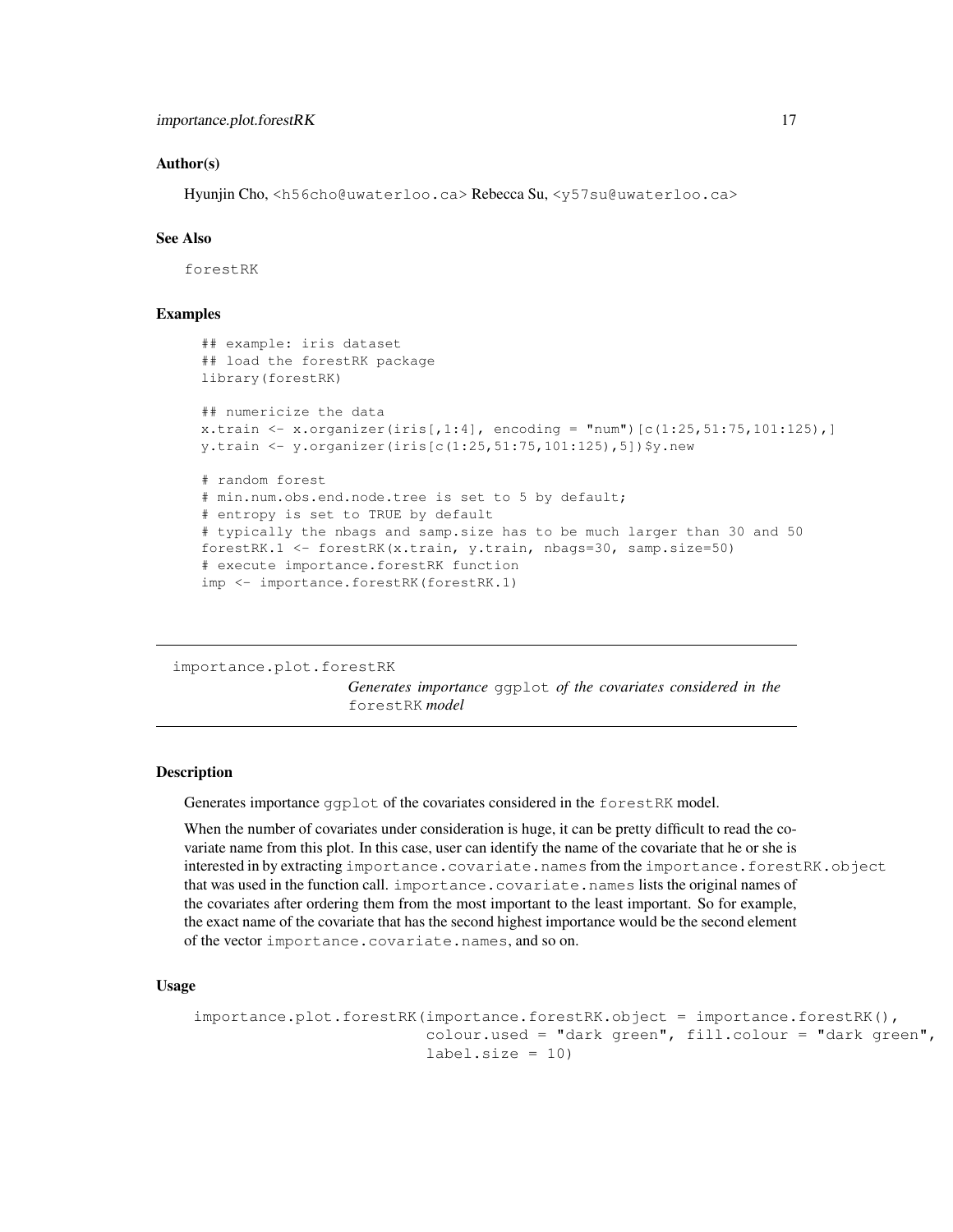### Author(s)

Hyunjin Cho, <h56cho@uwaterloo.ca> Rebecca Su, <y57su@uwaterloo.ca>

### See Also

forestRK

### Examples

```
## example: iris dataset
## load the forestRK package
library(forestRK)

## numericize the data
x.train <- x.organizer(iris[,1:4], encoding = "num")[c(1:25,51:75,101:125),]
y.train <- y.organizer(iris[c(1:25,51:75,101:125),5])$y.new

# random forest
# min.num.obs.end.node.tree is set to 5 by default;
# entropy is set to TRUE by default
# typically the nbags and samp.size has to be much larger than 30 and 50
forestRK.1 <- forestRK(x.train, y.train, nbags=30, samp.size=50)
# execute importance.forestRK function
imp <- importance.forestRK(forestRK.1)
```

---

## importance.plot.forestRK

*Generates importance* ggplot *of the covariates considered in the* forestRK *model*

---

### Description

Generates importance ggplot of the covariates considered in the forestRK model.

When the number of covariates under consideration is huge, it can be pretty difficult to read the covariate name from this plot. In this case, user can identify the name of the covariate that he or she is interested in by extracting importance.covariate.names from the importance.forestRK.object that was used in the function call. importance.covariate.names lists the original names of the covariates after ordering them from the most important to the least important. So for example, the exact name of the covariate that has the second highest importance would be the second element of the vector importance.covariate.names, and so on.

### Usage

```
importance.plot.forestRK(importance.forestRK.object = importance.forestRK(),
                         colour.used = "dark green", fill.colour = "dark green",
                         label.size = 10)
```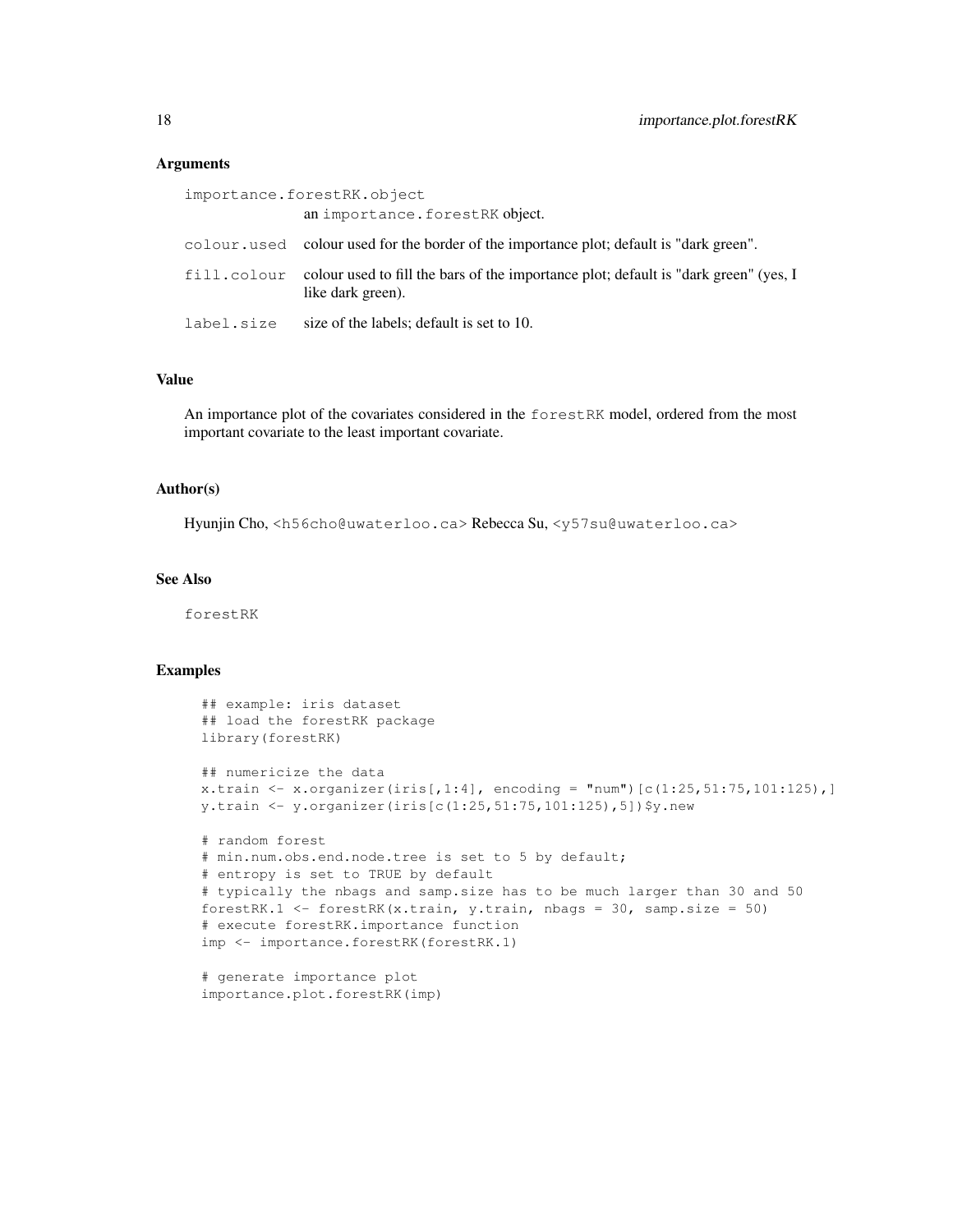### Arguments

- `importance.forestRK.object`: an `importance.forestRK` object.
- `colour.used`: colour used for the border of the importance plot; default is "dark green".
- `fill.colour`: colour used to fill the bars of the importance plot; default is "dark green" (yes, I like dark green).
- `label.size`: size of the labels; default is set to 10.

### Value

An importance plot of the covariates considered in the `forestRK` model, ordered from the most important covariate to the least important covariate.

### Author(s)

Hyunjin Cho, `<h56cho@uwaterloo.ca>` Rebecca Su, `<y57su@uwaterloo.ca>`

### See Also

`forestRK`

### Examples

```
## example: iris dataset
## load the forestRK package
library(forestRK)

## numericize the data
x.train <- x.organizer(iris[,1:4], encoding = "num")[c(1:25,51:75,101:125),]
y.train <- y.organizer(iris[c(1:25,51:75,101:125),5])$y.new

# random forest
# min.num.obs.end.node.tree is set to 5 by default;
# entropy is set to TRUE by default
# typically the nbags and samp.size has to be much larger than 30 and 50
forestRK.1 <- forestRK(x.train, y.train, nbags = 30, samp.size = 50)
# execute forestRK.importance function
imp <- importance.forestRK(forestRK.1)

# generate importance plot
importance.plot.forestRK(imp)
```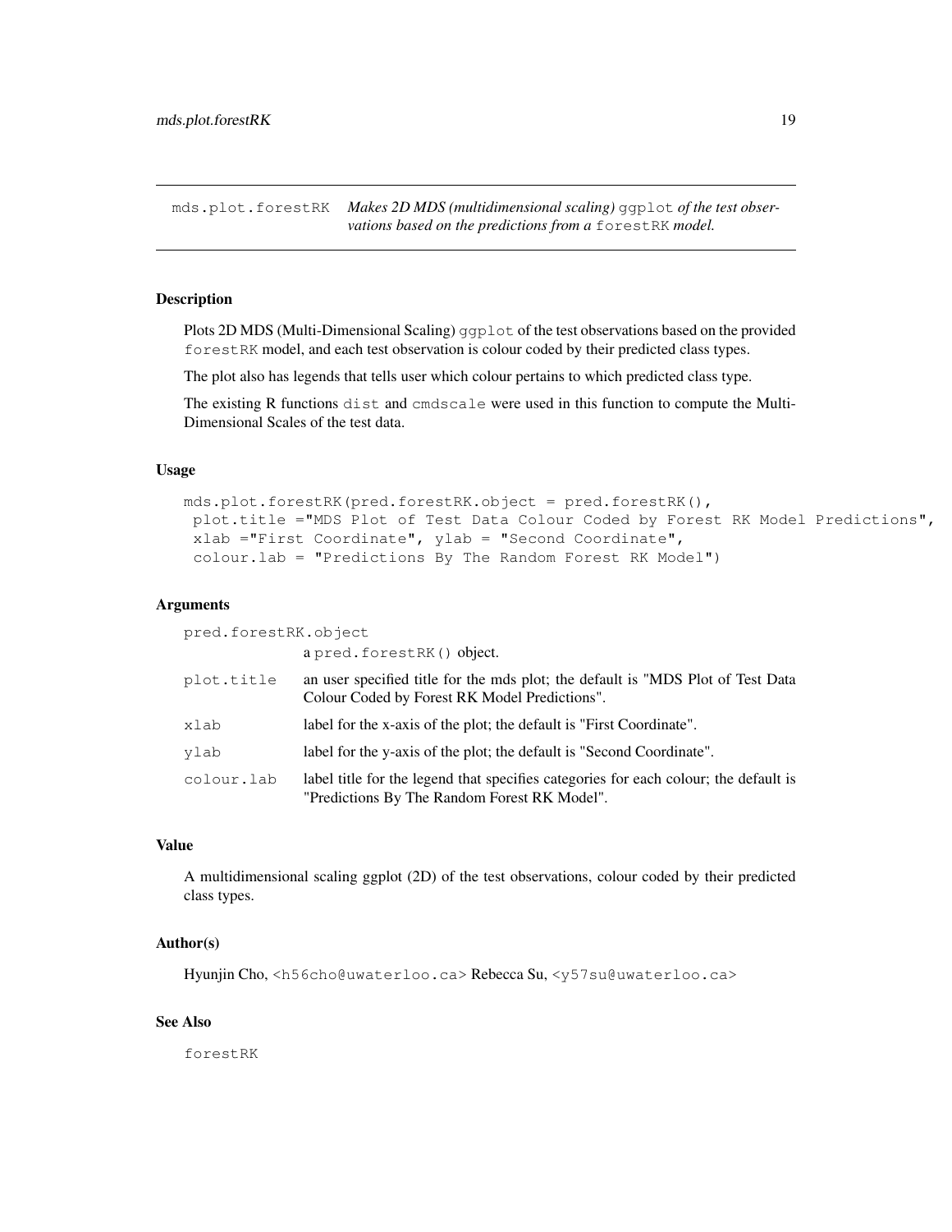`mds.plot.forestRK` *Makes 2D MDS (multidimensional scaling)* `ggplot` *of the test observations based on the predictions from a* `forestRK` *model.*

## Description

Plots 2D MDS (Multi-Dimensional Scaling) `ggplot` of the test observations based on the provided `forestRK` model, and each test observation is colour coded by their predicted class types.

The plot also has legends that tells user which colour pertains to which predicted class type.

The existing R functions `dist` and `cmdscale` were used in this function to compute the Multi-Dimensional Scales of the test data.

## Usage

```
mds.plot.forestRK(pred.forestRK.object = pred.forestRK(),
 plot.title ="MDS Plot of Test Data Colour Coded by Forest RK Model Predictions",
 xlab ="First Coordinate", ylab = "Second Coordinate",
 colour.lab = "Predictions By The Random Forest RK Model")
```

## Arguments

| | |
|---|---|
| `pred.forestRK.object` | a `pred.forestRK()` object. |
| `plot.title` | an user specified title for the mds plot; the default is "MDS Plot of Test Data Colour Coded by Forest RK Model Predictions". |
| `xlab` | label for the x-axis of the plot; the default is "First Coordinate". |
| `ylab` | label for the y-axis of the plot; the default is "Second Coordinate". |
| `colour.lab` | label title for the legend that specifies categories for each colour; the default is "Predictions By The Random Forest RK Model". |

## Value

A multidimensional scaling ggplot (2D) of the test observations, colour coded by their predicted class types.

## Author(s)

Hyunjin Cho, `<h56cho@uwaterloo.ca>` Rebecca Su, `<y57su@uwaterloo.ca>`

## See Also

`forestRK`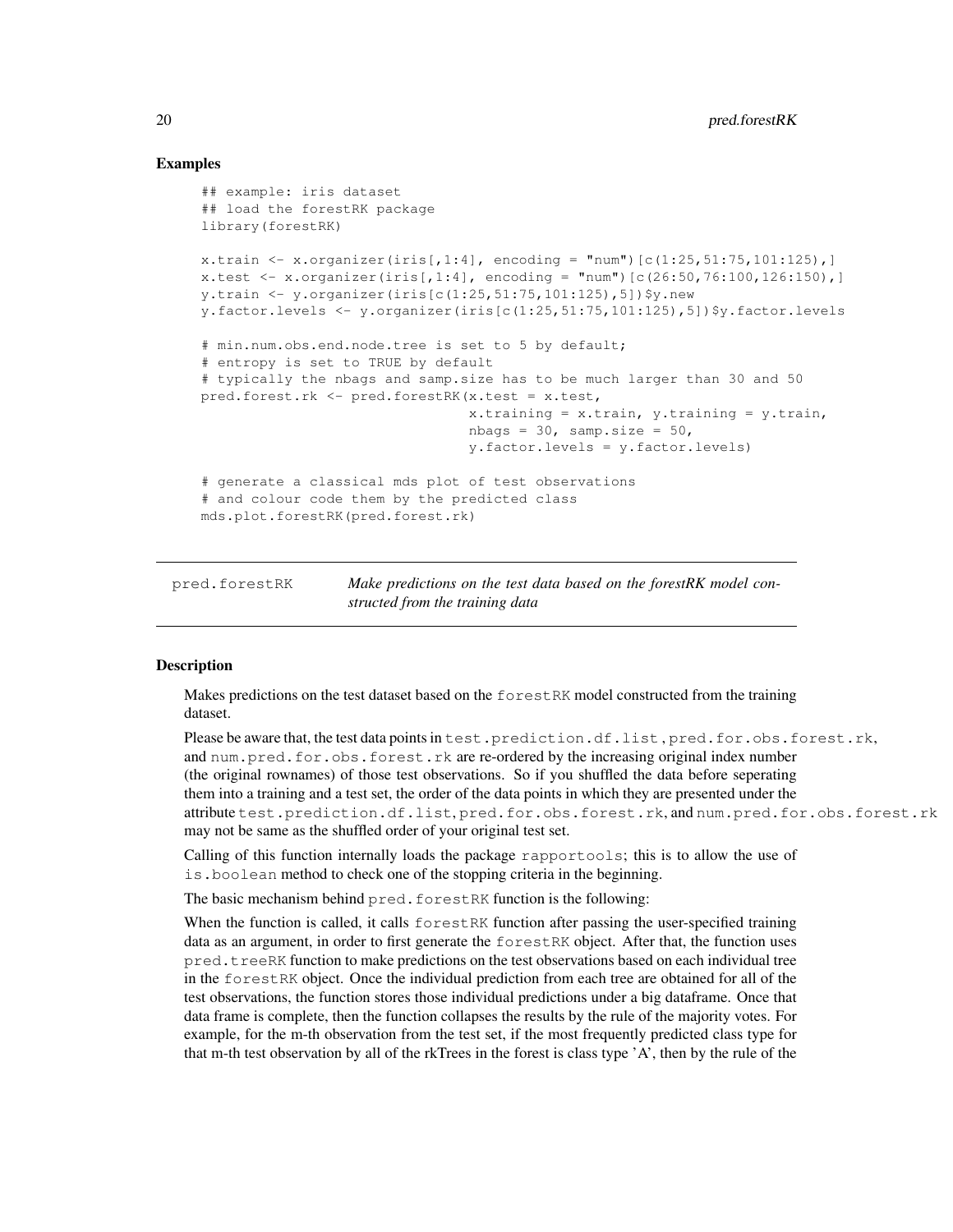## Examples

```
## example: iris dataset
## load the forestRK package
library(forestRK)

x.train <- x.organizer(iris[,1:4], encoding = "num")[c(1:25,51:75,101:125),]
x.test <- x.organizer(iris[,1:4], encoding = "num")[c(26:50,76:100,126:150),]
y.train <- y.organizer(iris[c(1:25,51:75,101:125),5])$y.new
y.factor.levels <- y.organizer(iris[c(1:25,51:75,101:125),5])$y.factor.levels

# min.num.obs.end.node.tree is set to 5 by default;
# entropy is set to TRUE by default
# typically the nbags and samp.size has to be much larger than 30 and 50
pred.forest.rk <- pred.forestRK(x.test = x.test,
                                x.training = x.train, y.training = y.train,
                                nbags = 30, samp.size = 50,
                                y.factor.levels = y.factor.levels)

# generate a classical mds plot of test observations
# and colour code them by the predicted class
mds.plot.forestRK(pred.forest.rk)
```

---

## pred.forestRK &nbsp;&nbsp;&nbsp; *Make predictions on the test data based on the forestRK model constructed from the training data*

---

### Description

Makes predictions on the test dataset based on the `forestRK` model constructed from the training dataset.

Please be aware that, the test data points in `test.prediction.df.list`, `pred.for.obs.forest.rk`, and `num.pred.for.obs.forest.rk` are re-ordered by the increasing original index number (the original rownames) of those test observations. So if you shuffled the data before seperating them into a training and a test set, the order of the data points in which they are presented under the attribute `test.prediction.df.list`, `pred.for.obs.forest.rk`, and `num.pred.for.obs.forest.rk` may not be same as the shuffled order of your original test set.

Calling of this function internally loads the package `rapportools`; this is to allow the use of `is.boolean` method to check one of the stopping criteria in the beginning.

The basic mechanism behind `pred.forestRK` function is the following:

When the function is called, it calls `forestRK` function after passing the user-specified training data as an argument, in order to first generate the `forestRK` object. After that, the function uses `pred.treeRK` function to make predictions on the test observations based on each individual tree in the `forestRK` object. Once the individual prediction from each tree are obtained for all of the test observations, the function stores those individual predictions under a big dataframe. Once that data frame is complete, then the function collapses the results by the rule of the majority votes. For example, for the m-th observation from the test set, if the most frequently predicted class type for that m-th test observation by all of the rkTrees in the forest is class type 'A', then by the rule of the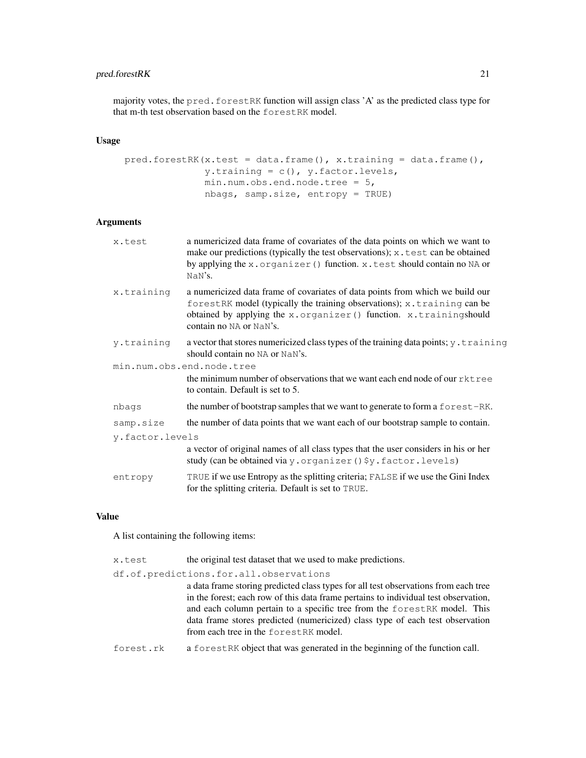majority votes, the `pred.forestRK` function will assign class 'A' as the predicted class type for that m-th test observation based on the `forestRK` model.

### Usage

```
pred.forestRK(x.test = data.frame(), x.training = data.frame(),
              y.training = c(), y.factor.levels,
              min.num.obs.end.node.tree = 5,
              nbags, samp.size, entropy = TRUE)
```

### Arguments

`x.test`
: a numericized data frame of covariates of the data points on which we want to make our predictions (typically the test observations); `x.test` can be obtained by applying the `x.organizer()` function. `x.test` should contain no `NA` or `NaN`'s.

`x.training`
: a numericized data frame of covariates of data points from which we build our `forestRK` model (typically the training observations); `x.training` can be obtained by applying the `x.organizer()` function. `x.training`should contain no `NA` or `NaN`'s.

`y.training`
: a vector that stores numericized class types of the training data points; `y.training` should contain no `NA` or `NaN`'s.

`min.num.obs.end.node.tree`
: the minimum number of observations that we want each end node of our `rktree` to contain. Default is set to 5.

`nbags`
: the number of bootstrap samples that we want to generate to form a `forest-RK`.

`samp.size`
: the number of data points that we want each of our bootstrap sample to contain.

`y.factor.levels`
: a vector of original names of all class types that the user considers in his or her study (can be obtained via `y.organizer()$y.factor.levels`)

`entropy`
: `TRUE` if we use Entropy as the splitting criteria; `FALSE` if we use the Gini Index for the splitting criteria. Default is set to `TRUE`.

### Value

A list containing the following items:

`x.test`
: the original test dataset that we used to make predictions.

`df.of.predictions.for.all.observations`
: a data frame storing predicted class types for all test observations from each tree in the forest; each row of this data frame pertains to individual test observation, and each column pertain to a specific tree from the `forestRK` model. This data frame stores predicted (numericized) class type of each test observation from each tree in the `forestRK` model.

`forest.rk`
: a `forestRK` object that was generated in the beginning of the function call.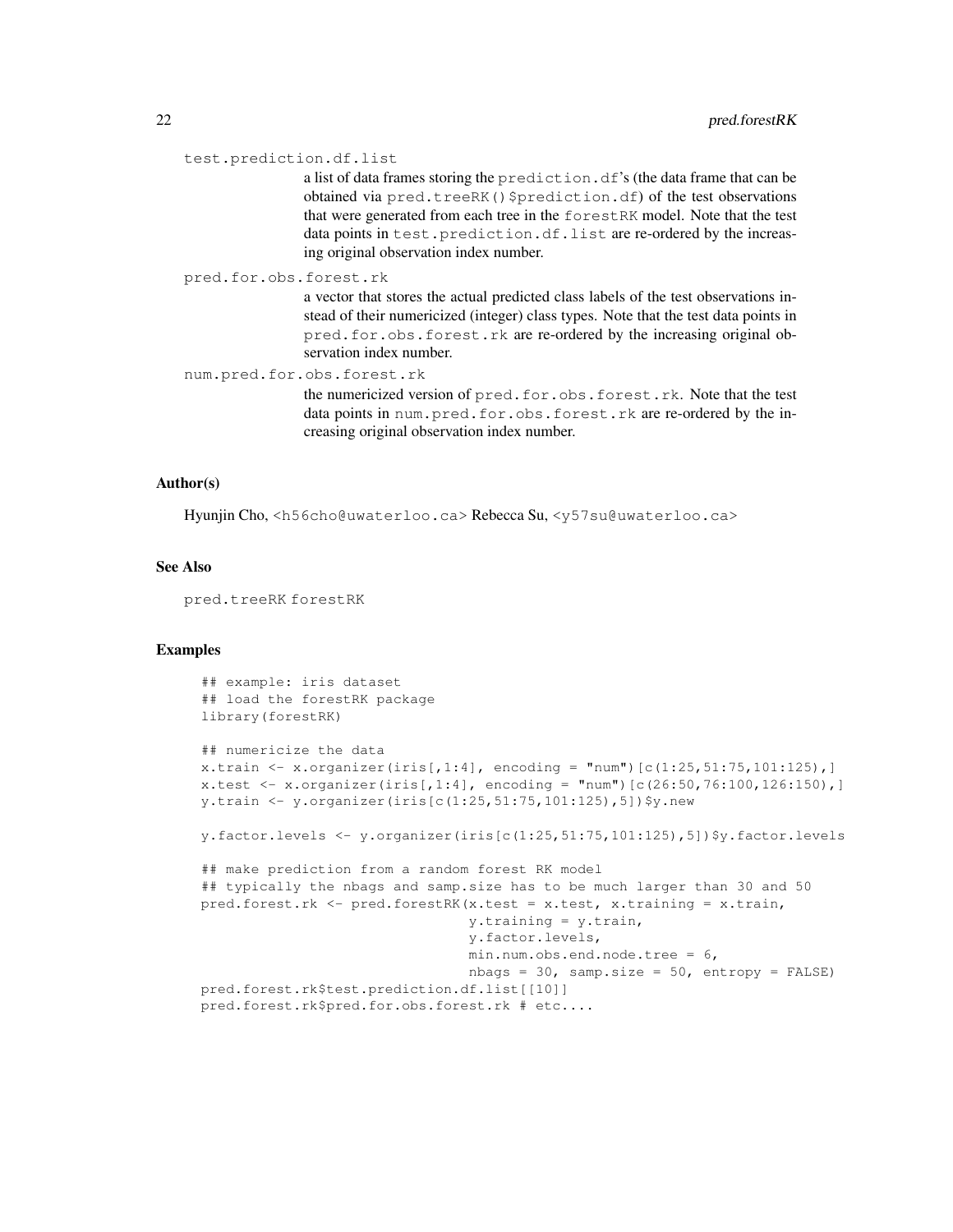test.prediction.df.list
: a list of data frames storing the prediction.df's (the data frame that can be obtained via pred.treeRK()$prediction.df) of the test observations that were generated from each tree in the forestRK model. Note that the test data points in test.prediction.df.list are re-ordered by the increasing original observation index number.

pred.for.obs.forest.rk
: a vector that stores the actual predicted class labels of the test observations instead of their numericized (integer) class types. Note that the test data points in pred.for.obs.forest.rk are re-ordered by the increasing original observation index number.

num.pred.for.obs.forest.rk
: the numericized version of pred.for.obs.forest.rk. Note that the test data points in num.pred.for.obs.forest.rk are re-ordered by the increasing original observation index number.

## Author(s)

Hyunjin Cho, <h56cho@uwaterloo.ca> Rebecca Su, <y57su@uwaterloo.ca>

## See Also

pred.treeRK forestRK

## Examples

```
## example: iris dataset
## load the forestRK package
library(forestRK)

## numericize the data
x.train <- x.organizer(iris[,1:4], encoding = "num")[c(1:25,51:75,101:125),]
x.test <- x.organizer(iris[,1:4], encoding = "num")[c(26:50,76:100,126:150),]
y.train <- y.organizer(iris[c(1:25,51:75,101:125),5])$y.new

y.factor.levels <- y.organizer(iris[c(1:25,51:75,101:125),5])$y.factor.levels

## make prediction from a random forest RK model
## typically the nbags and samp.size has to be much larger than 30 and 50
pred.forest.rk <- pred.forestRK(x.test = x.test, x.training = x.train,
                                y.training = y.train,
                                y.factor.levels,
                                min.num.obs.end.node.tree = 6,
                                nbags = 30, samp.size = 50, entropy = FALSE)
pred.forest.rk$test.prediction.df.list[[10]]
pred.forest.rk$pred.for.obs.forest.rk # etc....
```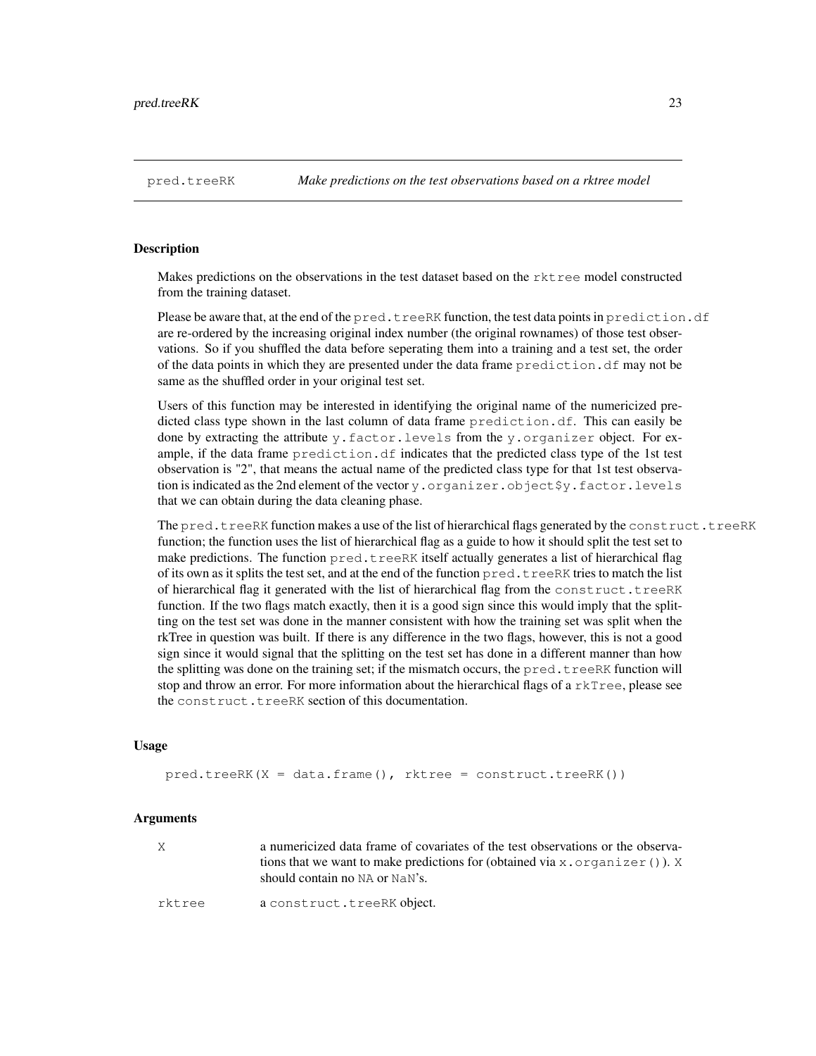pred.treeRK *Make predictions on the test observations based on a rktree model*

## Description

Makes predictions on the observations in the test dataset based on the `rktree` model constructed from the training dataset.

Please be aware that, at the end of the `pred.treeRK` function, the test data points in `prediction.df` are re-ordered by the increasing original index number (the original rownames) of those test observations. So if you shuffled the data before seperating them into a training and a test set, the order of the data points in which they are presented under the data frame `prediction.df` may not be same as the shuffled order in your original test set.

Users of this function may be interested in identifying the original name of the numericized predicted class type shown in the last column of data frame `prediction.df`. This can easily be done by extracting the attribute `y.factor.levels` from the `y.organizer` object. For example, if the data frame `prediction.df` indicates that the predicted class type of the 1st test observation is "2", that means the actual name of the predicted class type for that 1st test observation is indicated as the 2nd element of the vector `y.organizer.object$y.factor.levels` that we can obtain during the data cleaning phase.

The `pred.treeRK` function makes a use of the list of hierarchical flags generated by the `construct.treeRK` function; the function uses the list of hierarchical flag as a guide to how it should split the test set to make predictions. The function `pred.treeRK` itself actually generates a list of hierarchical flag of its own as it splits the test set, and at the end of the function `pred.treeRK` tries to match the list of hierarchical flag it generated with the list of hierarchical flag from the `construct.treeRK` function. If the two flags match exactly, then it is a good sign since this would imply that the splitting on the test set was done in the manner consistent with how the training set was split when the rkTree in question was built. If there is any difference in the two flags, however, this is not a good sign since it would signal that the splitting on the test set has done in a different manner than how the splitting was done on the training set; if the mismatch occurs, the `pred.treeRK` function will stop and throw an error. For more information about the hierarchical flags of a `rkTree`, please see the `construct.treeRK` section of this documentation.

## Usage

```
pred.treeRK(X = data.frame(), rktree = construct.treeRK())
```

## Arguments

| | |
|---|---|
| `X` | a numericized data frame of covariates of the test observations or the observations that we want to make predictions for (obtained via `x.organizer()`). `X` should contain no `NA` or `NaN`'s. |
| `rktree` | a `construct.treeRK` object. |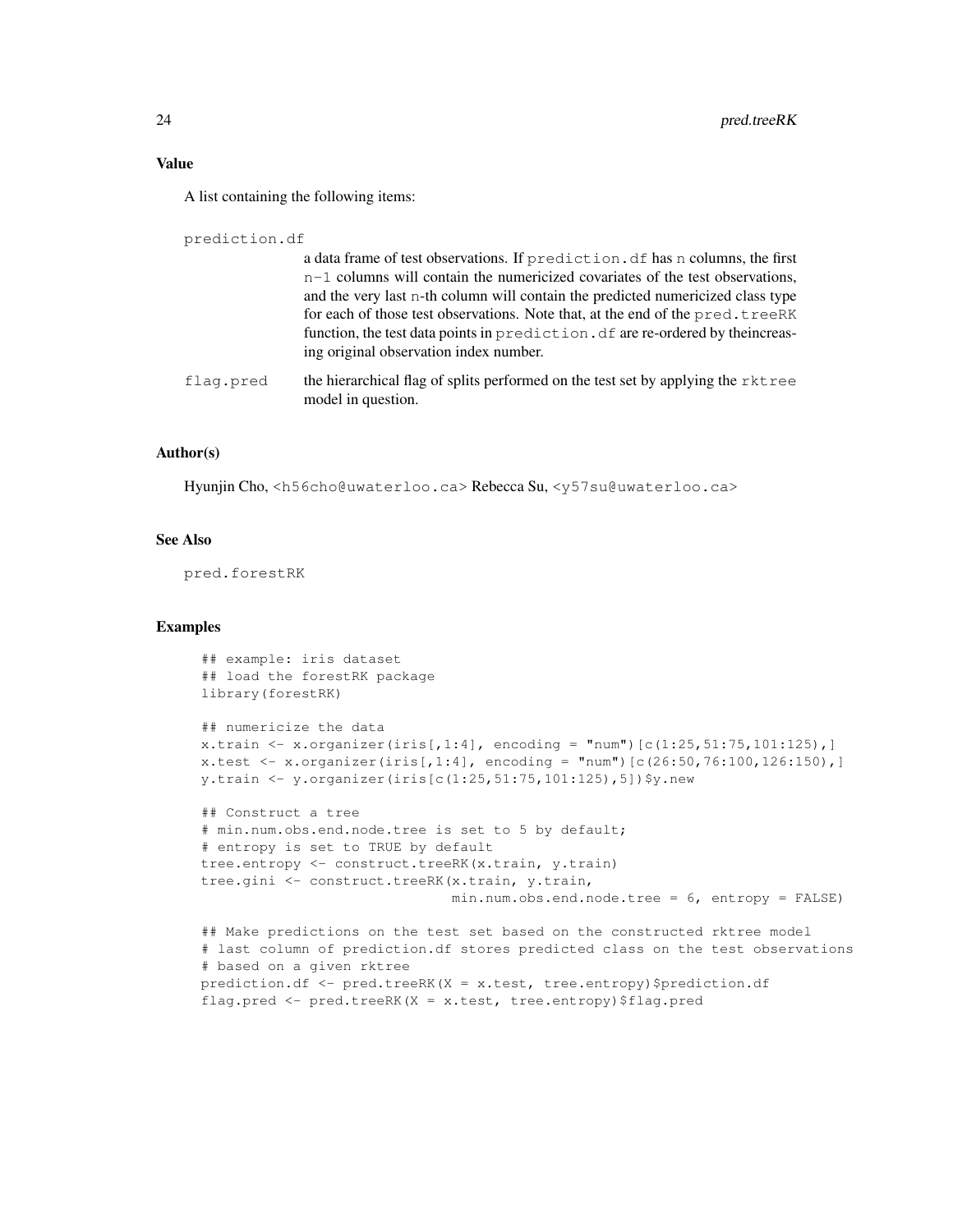## Value

A list containing the following items:

prediction.df
: a data frame of test observations. If prediction.df has n columns, the first n-1 columns will contain the numericized covariates of the test observations, and the very last n-th column will contain the predicted numericized class type for each of those test observations. Note that, at the end of the pred.treeRK function, the test data points in prediction.df are re-ordered by theincreasing original observation index number.

flag.pred
: the hierarchical flag of splits performed on the test set by applying the rktree model in question.

## Author(s)

Hyunjin Cho, <h56cho@uwaterloo.ca> Rebecca Su, <y57su@uwaterloo.ca>

## See Also

pred.forestRK

## Examples

```
## example: iris dataset
## load the forestRK package
library(forestRK)

## numericize the data
x.train <- x.organizer(iris[,1:4], encoding = "num")[c(1:25,51:75,101:125),]
x.test <- x.organizer(iris[,1:4], encoding = "num")[c(26:50,76:100,126:150),]
y.train <- y.organizer(iris[c(1:25,51:75,101:125),5])$y.new

## Construct a tree
# min.num.obs.end.node.tree is set to 5 by default;
# entropy is set to TRUE by default
tree.entropy <- construct.treeRK(x.train, y.train)
tree.gini <- construct.treeRK(x.train, y.train,
                              min.num.obs.end.node.tree = 6, entropy = FALSE)

## Make predictions on the test set based on the constructed rktree model
# last column of prediction.df stores predicted class on the test observations
# based on a given rktree
prediction.df <- pred.treeRK(X = x.test, tree.entropy)$prediction.df
flag.pred <- pred.treeRK(X = x.test, tree.entropy)$flag.pred
```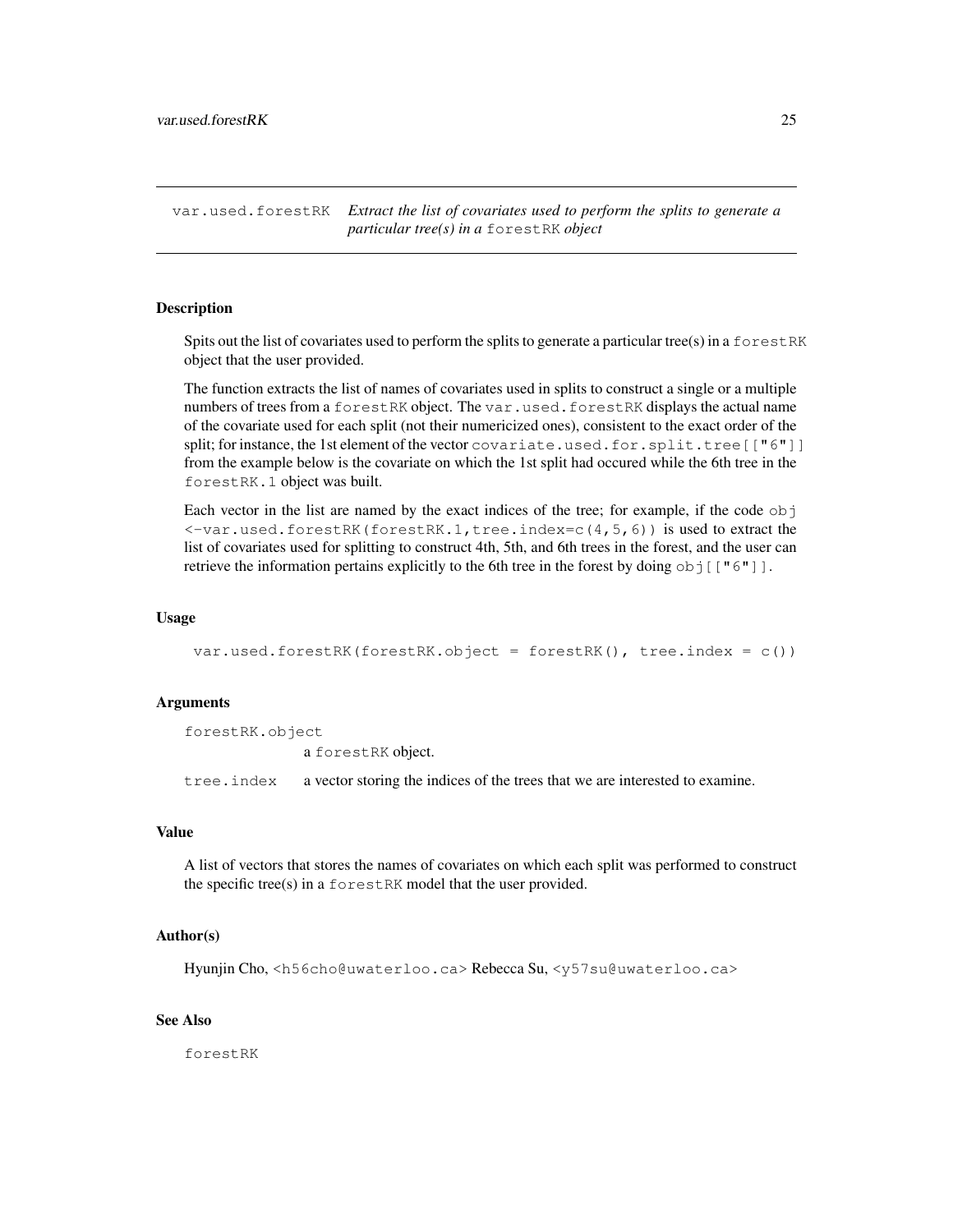# var.used.forestRK — *Extract the list of covariates used to perform the splits to generate a particular tree(s) in a forestRK object*

## Description

Spits out the list of covariates used to perform the splits to generate a particular tree(s) in a `forestRK` object that the user provided.

The function extracts the list of names of covariates used in splits to construct a single or a multiple numbers of trees from a `forestRK` object. The `var.used.forestRK` displays the actual name of the covariate used for each split (not their numericized ones), consistent to the exact order of the split; for instance, the 1st element of the vector `covariate.used.for.split.tree[["6"]]` from the example below is the covariate on which the 1st split had occured while the 6th tree in the `forestRK.1` object was built.

Each vector in the list are named by the exact indices of the tree; for example, if the code `obj <-var.used.forestRK(forestRK.1,tree.index=c(4,5,6))` is used to extract the list of covariates used for splitting to construct 4th, 5th, and 6th trees in the forest, and the user can retrieve the information pertains explicitly to the 6th tree in the forest by doing `obj[["6"]]`.

## Usage

```
var.used.forestRK(forestRK.object = forestRK(), tree.index = c())
```

## Arguments

`forestRK.object` — a `forestRK` object.

`tree.index` — a vector storing the indices of the trees that we are interested to examine.

## Value

A list of vectors that stores the names of covariates on which each split was performed to construct the specific tree(s) in a `forestRK` model that the user provided.

## Author(s)

Hyunjin Cho, <h56cho@uwaterloo.ca> Rebecca Su, <y57su@uwaterloo.ca>

## See Also

`forestRK`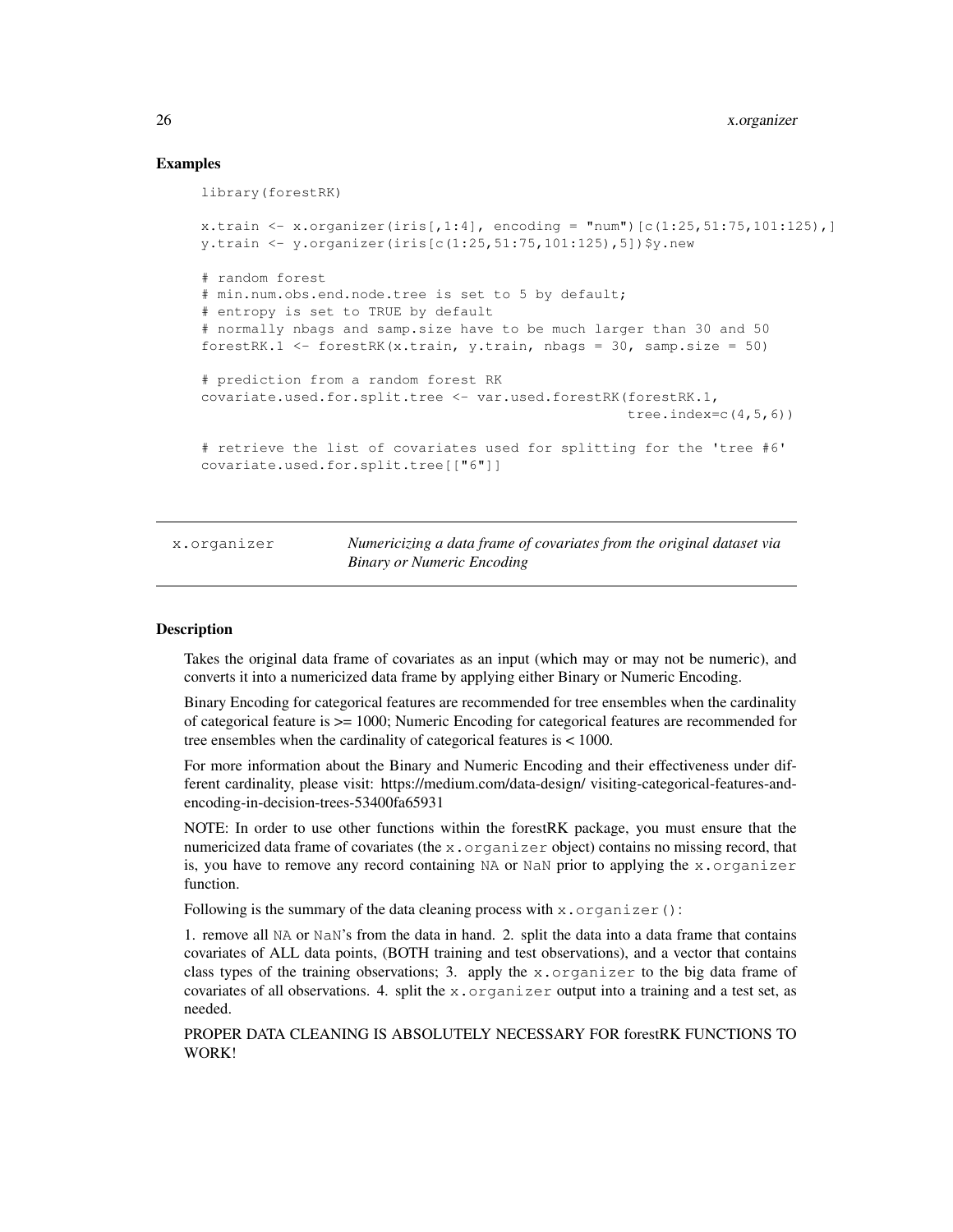### Examples

```
library(forestRK)

x.train <- x.organizer(iris[,1:4], encoding = "num")[c(1:25,51:75,101:125),]
y.train <- y.organizer(iris[c(1:25,51:75,101:125),5])$y.new

# random forest
# min.num.obs.end.node.tree is set to 5 by default;
# entropy is set to TRUE by default
# normally nbags and samp.size have to be much larger than 30 and 50
forestRK.1 <- forestRK(x.train, y.train, nbags = 30, samp.size = 50)

# prediction from a random forest RK
covariate.used.for.split.tree <- var.used.forestRK(forestRK.1,
                                                    tree.index=c(4,5,6))

# retrieve the list of covariates used for splitting for the 'tree #6'
covariate.used.for.split.tree[["6"]]
```

---

## x.organizer — *Numericizing a data frame of covariates from the original dataset via Binary or Numeric Encoding*

---

### Description

Takes the original data frame of covariates as an input (which may or may not be numeric), and converts it into a numericized data frame by applying either Binary or Numeric Encoding.

Binary Encoding for categorical features are recommended for tree ensembles when the cardinality of categorical feature is >= 1000; Numeric Encoding for categorical features are recommended for tree ensembles when the cardinality of categorical features is < 1000.

For more information about the Binary and Numeric Encoding and their effectiveness under different cardinality, please visit: https://medium.com/data-design/ visiting-categorical-features-and-encoding-in-decision-trees-53400fa65931

NOTE: In order to use other functions within the forestRK package, you must ensure that the numericized data frame of covariates (the `x.organizer` object) contains no missing record, that is, you have to remove any record containing `NA` or `NaN` prior to applying the `x.organizer` function.

Following is the summary of the data cleaning process with `x.organizer()`:

1. remove all `NA` or `NaN`'s from the data in hand. 2. split the data into a data frame that contains covariates of ALL data points, (BOTH training and test observations), and a vector that contains class types of the training observations; 3. apply the `x.organizer` to the big data frame of covariates of all observations. 4. split the `x.organizer` output into a training and a test set, as needed.

PROPER DATA CLEANING IS ABSOLUTELY NECESSARY FOR forestRK FUNCTIONS TO WORK!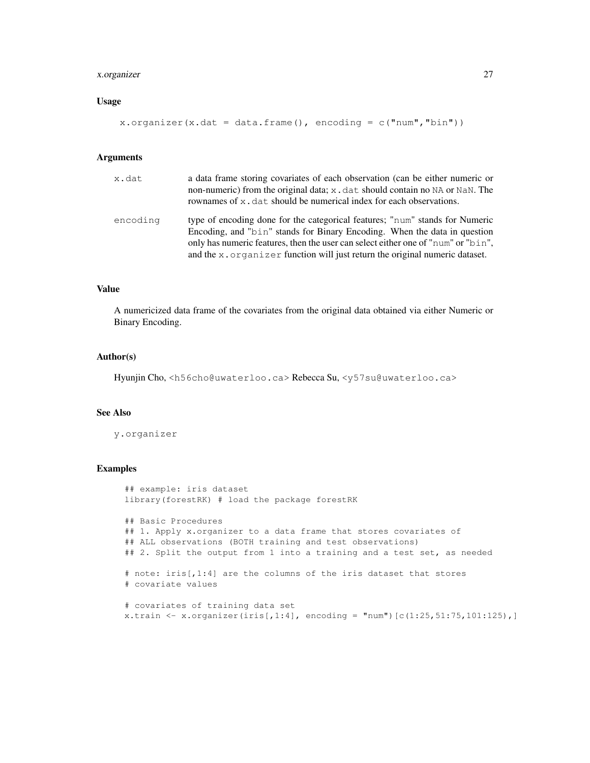### Usage

```
x.organizer(x.dat = data.frame(), encoding = c("num","bin"))
```

### Arguments

| | |
|---|---|
| `x.dat` | a data frame storing covariates of each observation (can be either numeric or non-numeric) from the original data; `x.dat` should contain no `NA` or `NaN`. The rownames of `x.dat` should be numerical index for each observations. |
| `encoding` | type of encoding done for the categorical features; "`num`" stands for Numeric Encoding, and "`bin`" stands for Binary Encoding. When the data in question only has numeric features, then the user can select either one of "`num`" or "`bin`", and the `x.organizer` function will just return the original numeric dataset. |

### Value

A numericized data frame of the covariates from the original data obtained via either Numeric or Binary Encoding.

### Author(s)

Hyunjin Cho, <h56cho@uwaterloo.ca> Rebecca Su, <y57su@uwaterloo.ca>

### See Also

`y.organizer`

### Examples

```
## example: iris dataset
library(forestRK) # load the package forestRK

## Basic Procedures
## 1. Apply x.organizer to a data frame that stores covariates of
## ALL observations (BOTH training and test observations)
## 2. Split the output from 1 into a training and a test set, as needed

# note: iris[,1:4] are the columns of the iris dataset that stores
# covariate values

# covariates of training data set
x.train <- x.organizer(iris[,1:4], encoding = "num")[c(1:25,51:75,101:125),]
```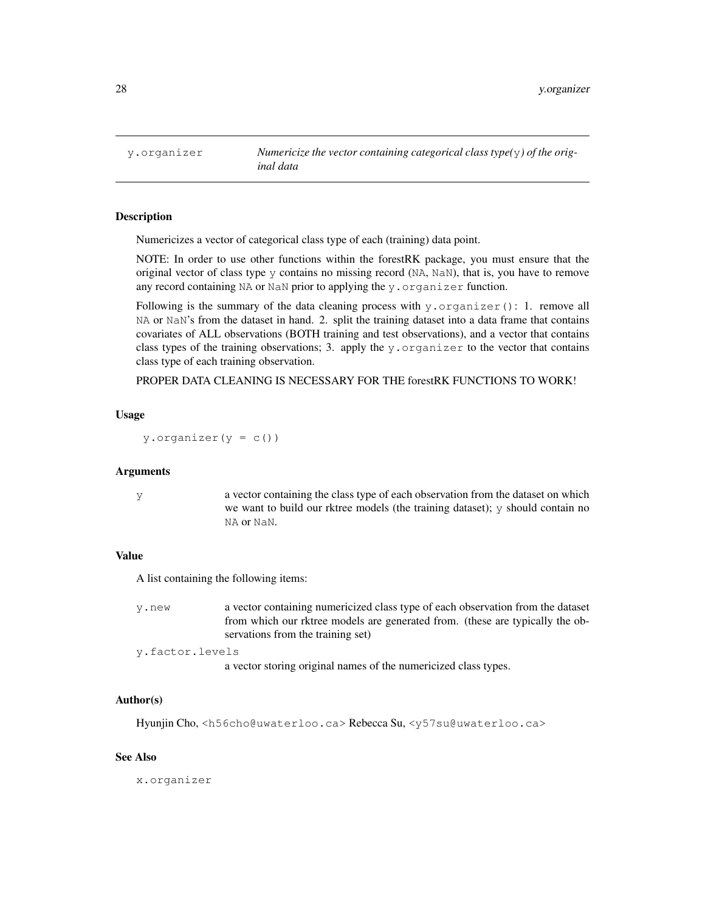## y.organizer — *Numericize the vector containing categorical class type(`y`) of the original data*

### Description

Numericizes a vector of categorical class type of each (training) data point.

NOTE: In order to use other functions within the forestRK package, you must ensure that the original vector of class type `y` contains no missing record (`NA`, `NaN`), that is, you have to remove any record containing `NA` or `NaN` prior to applying the `y.organizer` function.

Following is the summary of the data cleaning process with `y.organizer()`: 1. remove all `NA` or `NaN`'s from the dataset in hand. 2. split the training dataset into a data frame that contains covariates of ALL observations (BOTH training and test observations), and a vector that contains class types of the training observations; 3. apply the `y.organizer` to the vector that contains class type of each training observation.

PROPER DATA CLEANING IS NECESSARY FOR THE forestRK FUNCTIONS TO WORK!

### Usage

```
y.organizer(y = c())
```

### Arguments

`y` a vector containing the class type of each observation from the dataset on which we want to build our rktree models (the training dataset); `y` should contain no `NA` or `NaN`.

### Value

A list containing the following items:

`y.new` a vector containing numericized class type of each observation from the dataset from which our rktree models are generated from. (these are typically the observations from the training set)

`y.factor.levels` a vector storing original names of the numericized class types.

### Author(s)

Hyunjin Cho, <h56cho@uwaterloo.ca> Rebecca Su, <y57su@uwaterloo.ca>

### See Also

`x.organizer`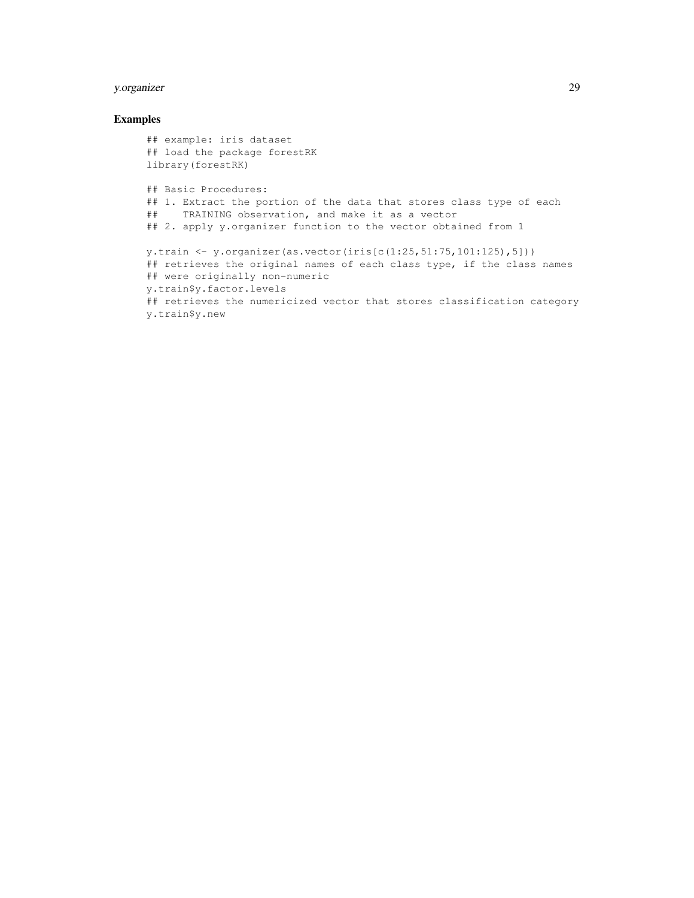## Examples

```
## example: iris dataset
## load the package forestRK
library(forestRK)

## Basic Procedures:
## 1. Extract the portion of the data that stores class type of each
##    TRAINING observation, and make it as a vector
## 2. apply y.organizer function to the vector obtained from 1

y.train <- y.organizer(as.vector(iris[c(1:25,51:75,101:125),5]))
## retrieves the original names of each class type, if the class names
## were originally non-numeric
y.train$y.factor.levels
## retrieves the numericized vector that stores classification category
y.train$y.new
```